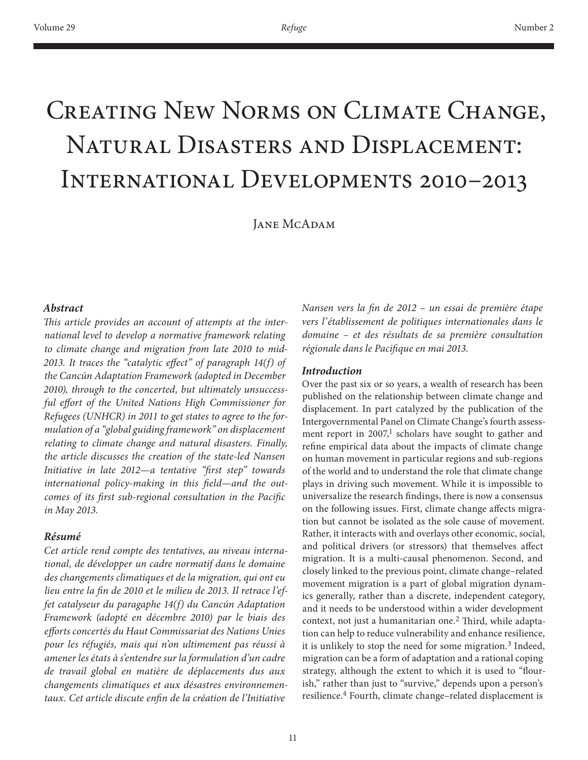# Creating New Norms on Climate Change, Natural Disasters and Displacement: International Developments 2010–2013

Jane McAdam

### Abstract

*This article provides an account of attempts at the international level to develop a normative framework relating to climate change and migration from late 2010 to mid-2013. It traces the "catalytic effect" of paragraph 14(f) of the Cancún Adaptation Framework (adopted in December 2010), through to the concerted, but ultimately unsuccessful effort of the United Nations High Commissioner for Refugees (UNHCR) in 2011 to get states to agree to the formulation of a "global guiding framework" on displacement relating to climate change and natural disasters. Finally, the article discusses the creation of the state-led Nansen Initiative in late 2012—a tentative "first step" towards international policy-making in this field—and the outcomes of its first sub-regional consultation in the Pacific in May 2013.*

### Résumé

*Cet article rend compte des tentatives, au niveau international, de développer un cadre normatif dans le domaine des changements climatiques et de la migration, qui ont eu lieu entre la fin de 2010 et le milieu de 2013. Il retrace l'effet catalyseur du paragaphe 14(f) du Cancún Adaptation Framework (adopté en décembre 2010) par le biais des efforts concertés du Haut Commissariat des Nations Unies pour les réfugiés, mais qui n'on ultimement pas réussi à amener les états à s'entendre sur la formulation d'un cadre de travail global en matière de déplacements dus aux changements climatiques et aux désastres environnementaux. Cet article discute enfin de la création de l'Initiative Nansen vers la fin de 2012 – un essai de première étape vers l'établissement de politiques internationales dans le domaine – et des résultats de sa première consultation régionale dans le Pacifique en mai 2013.*

### Introduction

Over the past six or so years, a wealth of research has been published on the relationship between climate change and displacement. In part catalyzed by the publication of the Intergovernmental Panel on Climate Change's fourth assessment report in 2007,[1] scholars have sought to gather and refine empirical data about the impacts of climate change on human movement in particular regions and sub-regions of the world and to understand the role that climate change plays in driving such movement. While it is impossible to universalize the research findings, there is now a consensus on the following issues. First, climate change affects migration but cannot be isolated as the sole cause of movement. Rather, it interacts with and overlays other economic, social, and political drivers (or stressors) that themselves affect migration. It is a multi-causal phenomenon. Second, and closely linked to the previous point, climate change–related movement migration is a part of global migration dynamics generally, rather than a discrete, independent category, and it needs to be understood within a wider development context, not just a humanitarian one.[2] Third, while adaptation can help to reduce vulnerability and enhance resilience, it is unlikely to stop the need for some migration.[3] Indeed, migration can be a form of adaptation and a rational coping strategy, although the extent to which it is used to "flourish," rather than just to "survive," depends upon a person's resilience.[4] Fourth, climate change–related displacement is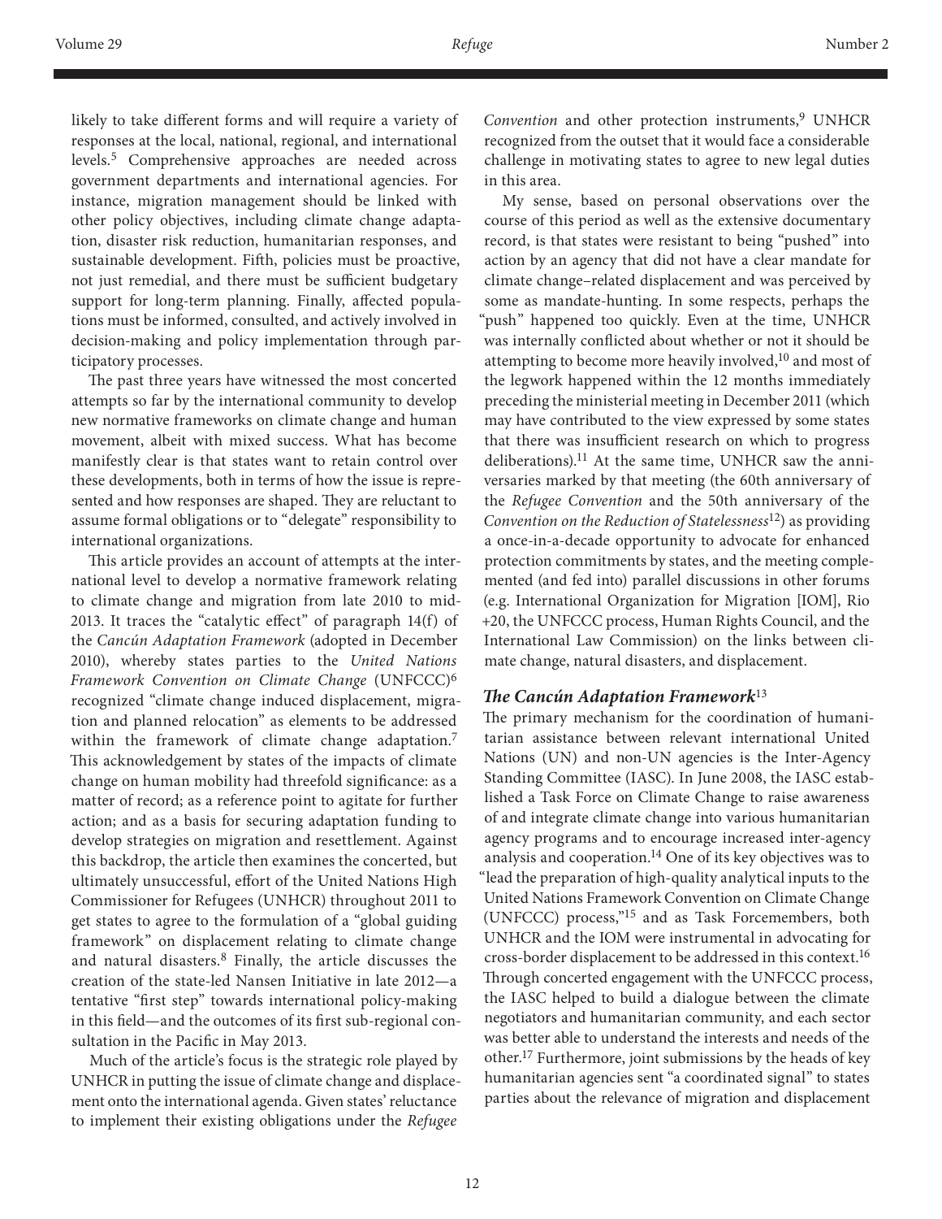likely to take different forms and will require a variety of responses at the local, national, regional, and international levels.[5] Comprehensive approaches are needed across government departments and international agencies. For instance, migration management should be linked with other policy objectives, including climate change adaptation, disaster risk reduction, humanitarian responses, and sustainable development. Fifth, policies must be proactive, not just remedial, and there must be sufficient budgetary support for long-term planning. Finally, affected populations must be informed, consulted, and actively involved in decision-making and policy implementation through participatory processes.

The past three years have witnessed the most concerted attempts so far by the international community to develop new normative frameworks on climate change and human movement, albeit with mixed success. What has become manifestly clear is that states want to retain control over these developments, both in terms of how the issue is represented and how responses are shaped. They are reluctant to assume formal obligations or to "delegate" responsibility to international organizations.

This article provides an account of attempts at the international level to develop a normative framework relating to climate change and migration from late 2010 to mid-2013. It traces the "catalytic effect" of paragraph 14(f) of the *Cancún Adaptation Framework* (adopted in December 2010), whereby states parties to the *United Nations Framework Convention on Climate Change* (UNFCCC)[6] recognized "climate change induced displacement, migration and planned relocation" as elements to be addressed within the framework of climate change adaptation.[7] This acknowledgement by states of the impacts of climate change on human mobility had threefold significance: as a matter of record; as a reference point to agitate for further action; and as a basis for securing adaptation funding to develop strategies on migration and resettlement. Against this backdrop, the article then examines the concerted, but ultimately unsuccessful, effort of the United Nations High Commissioner for Refugees (UNHCR) throughout 2011 to get states to agree to the formulation of a "global guiding framework" on displacement relating to climate change and natural disasters.[8] Finally, the article discusses the creation of the state-led Nansen Initiative in late 2012—a tentative "first step" towards international policy-making in this field—and the outcomes of its first sub-regional consultation in the Pacific in May 2013.

Much of the article's focus is the strategic role played by UNHCR in putting the issue of climate change and displacement onto the international agenda. Given states' reluctance to implement their existing obligations under the *Refugee Convention* and other protection instruments,[9] UNHCR recognized from the outset that it would face a considerable challenge in motivating states to agree to new legal duties in this area.

My sense, based on personal observations over the course of this period as well as the extensive documentary record, is that states were resistant to being "pushed" into action by an agency that did not have a clear mandate for climate change–related displacement and was perceived by some as mandate-hunting. In some respects, perhaps the "push" happened too quickly. Even at the time, UNHCR was internally conflicted about whether or not it should be attempting to become more heavily involved,[10] and most of the legwork happened within the 12 months immediately preceding the ministerial meeting in December 2011 (which may have contributed to the view expressed by some states that there was insufficient research on which to progress deliberations).[11] At the same time, UNHCR saw the anniversaries marked by that meeting (the 60th anniversary of the *Refugee Convention* and the 50th anniversary of the *Convention on the Reduction of Statelessness*[12]) as providing a once-in-a-decade opportunity to advocate for enhanced protection commitments by states, and the meeting complemented (and fed into) parallel discussions in other forums (e.g. International Organization for Migration [IOM], Rio +20, the UNFCCC process, Human Rights Council, and the International Law Commission) on the links between climate change, natural disasters, and displacement.

### *The Cancún Adaptation Framework*[13]

The primary mechanism for the coordination of humanitarian assistance between relevant international United Nations (UN) and non-UN agencies is the Inter-Agency Standing Committee (IASC). In June 2008, the IASC established a Task Force on Climate Change to raise awareness of and integrate climate change into various humanitarian agency programs and to encourage increased inter-agency analysis and cooperation.[14] One of its key objectives was to "lead the preparation of high-quality analytical inputs to the United Nations Framework Convention on Climate Change (UNFCCC) process,"[15] and as Task Forcemembers, both UNHCR and the IOM were instrumental in advocating for cross-border displacement to be addressed in this context.[16] Through concerted engagement with the UNFCCC process, the IASC helped to build a dialogue between the climate negotiators and humanitarian community, and each sector was better able to understand the interests and needs of the other.[17] Furthermore, joint submissions by the heads of key humanitarian agencies sent "a coordinated signal" to states parties about the relevance of migration and displacement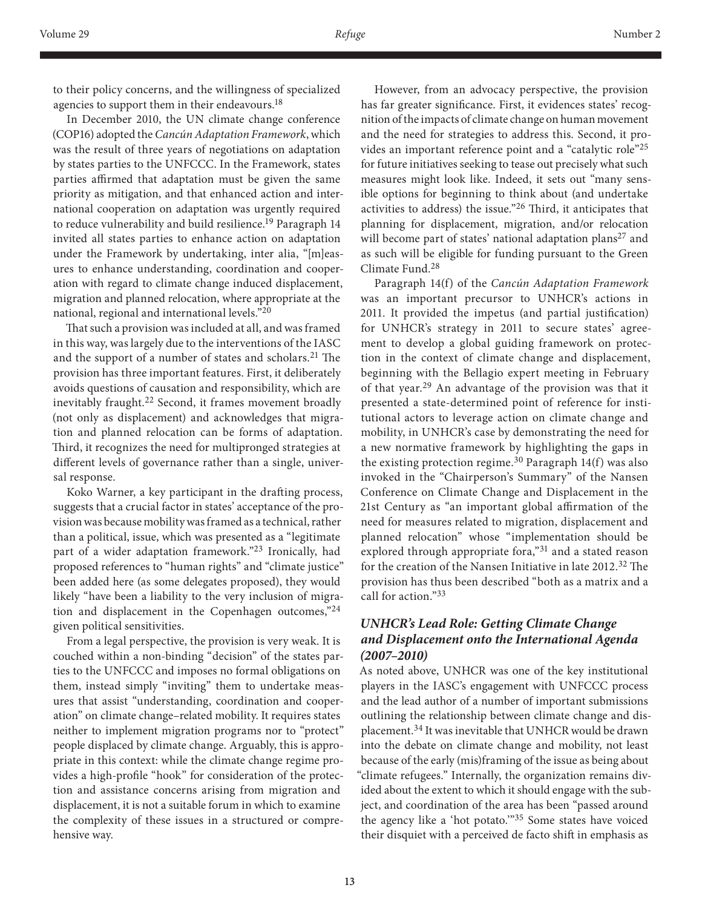to their policy concerns, and the willingness of specialized agencies to support them in their endeavours.[18]

In December 2010, the UN climate change conference (COP16) adopted the *Cancún Adaptation Framework*, which was the result of three years of negotiations on adaptation by states parties to the UNFCCC. In the Framework, states parties affirmed that adaptation must be given the same priority as mitigation, and that enhanced action and international cooperation on adaptation was urgently required to reduce vulnerability and build resilience.[19] Paragraph 14 invited all states parties to enhance action on adaptation under the Framework by undertaking, inter alia, "[m]easures to enhance understanding, coordination and cooperation with regard to climate change induced displacement, migration and planned relocation, where appropriate at the national, regional and international levels."[20]

That such a provision was included at all, and was framed in this way, was largely due to the interventions of the IASC and the support of a number of states and scholars.[21] The provision has three important features. First, it deliberately avoids questions of causation and responsibility, which are inevitably fraught.[22] Second, it frames movement broadly (not only as displacement) and acknowledges that migration and planned relocation can be forms of adaptation. Third, it recognizes the need for multipronged strategies at different levels of governance rather than a single, universal response.

Koko Warner, a key participant in the drafting process, suggests that a crucial factor in states' acceptance of the provision was because mobility was framed as a technical, rather than a political, issue, which was presented as a "legitimate part of a wider adaptation framework."[23] Ironically, had proposed references to "human rights" and "climate justice" been added here (as some delegates proposed), they would likely "have been a liability to the very inclusion of migration and displacement in the Copenhagen outcomes,"[24] given political sensitivities.

From a legal perspective, the provision is very weak. It is couched within a non-binding "decision" of the states parties to the UNFCCC and imposes no formal obligations on them, instead simply "inviting" them to undertake measures that assist "understanding, coordination and cooperation" on climate change–related mobility. It requires states neither to implement migration programs nor to "protect" people displaced by climate change. Arguably, this is appropriate in this context: while the climate change regime provides a high-profile "hook" for consideration of the protection and assistance concerns arising from migration and displacement, it is not a suitable forum in which to examine the complexity of these issues in a structured or comprehensive way.

However, from an advocacy perspective, the provision has far greater significance. First, it evidences states' recognition of the impacts of climate change on human movement and the need for strategies to address this. Second, it provides an important reference point and a "catalytic role"[25] for future initiatives seeking to tease out precisely what such measures might look like. Indeed, it sets out "many sensible options for beginning to think about (and undertake activities to address) the issue."[26] Third, it anticipates that planning for displacement, migration, and/or relocation will become part of states' national adaptation plans[27] and as such will be eligible for funding pursuant to the Green Climate Fund.[28]

Paragraph 14(f) of the *Cancún Adaptation Framework* was an important precursor to UNHCR's actions in 2011. It provided the impetus (and partial justification) for UNHCR's strategy in 2011 to secure states' agreement to develop a global guiding framework on protection in the context of climate change and displacement, beginning with the Bellagio expert meeting in February of that year.[29] An advantage of the provision was that it presented a state-determined point of reference for institutional actors to leverage action on climate change and mobility, in UNHCR's case by demonstrating the need for a new normative framework by highlighting the gaps in the existing protection regime.[30] Paragraph 14(f) was also invoked in the "Chairperson's Summary" of the Nansen Conference on Climate Change and Displacement in the 21st Century as "an important global affirmation of the need for measures related to migration, displacement and planned relocation" whose "implementation should be explored through appropriate fora,"[31] and a stated reason for the creation of the Nansen Initiative in late 2012.[32] The provision has thus been described "both as a matrix and a call for action."[33]

### *UNHCR's Lead Role: Getting Climate Change and Displacement onto the International Agenda (2007–2010)*

As noted above, UNHCR was one of the key institutional players in the IASC's engagement with UNFCCC process and the lead author of a number of important submissions outlining the relationship between climate change and displacement.[34] It was inevitable that UNHCR would be drawn into the debate on climate change and mobility, not least because of the early (mis)framing of the issue as being about "climate refugees." Internally, the organization remains divided about the extent to which it should engage with the subject, and coordination of the area has been "passed around the agency like a 'hot potato.'"[35] Some states have voiced their disquiet with a perceived de facto shift in emphasis as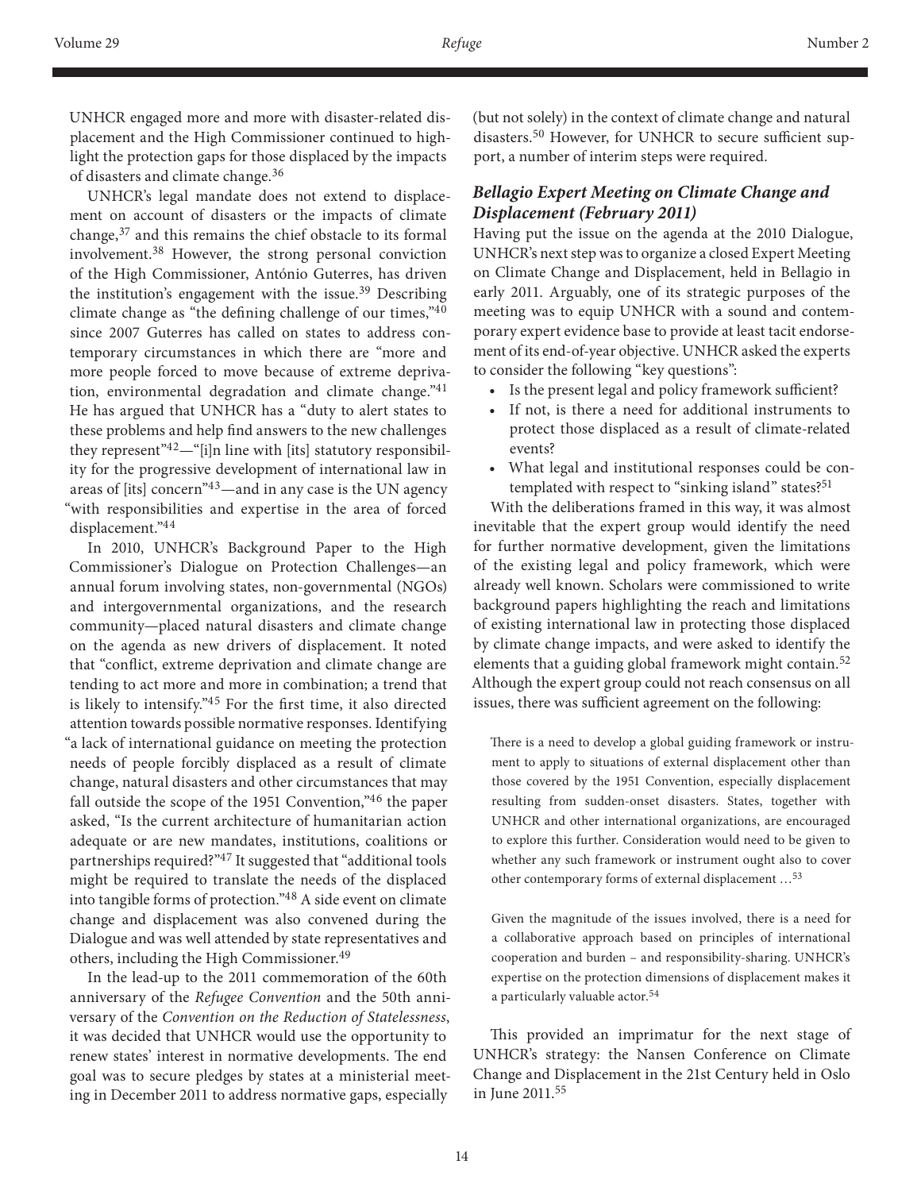UNHCR engaged more and more with disaster-related displacement and the High Commissioner continued to highlight the protection gaps for those displaced by the impacts of disasters and climate change.[36]

UNHCR's legal mandate does not extend to displacement on account of disasters or the impacts of climate change,[37] and this remains the chief obstacle to its formal involvement.[38] However, the strong personal conviction of the High Commissioner, António Guterres, has driven the institution's engagement with the issue.[39] Describing climate change as "the defining challenge of our times,"[40] since 2007 Guterres has called on states to address contemporary circumstances in which there are "more and more people forced to move because of extreme deprivation, environmental degradation and climate change."[41] He has argued that UNHCR has a "duty to alert states to these problems and help find answers to the new challenges they represent"[42]—"[i]n line with [its] statutory responsibility for the progressive development of international law in areas of [its] concern"[43]—and in any case is the UN agency "with responsibilities and expertise in the area of forced displacement."[44]

In 2010, UNHCR's Background Paper to the High Commissioner's Dialogue on Protection Challenges—an annual forum involving states, non-governmental (NGOs) and intergovernmental organizations, and the research community—placed natural disasters and climate change on the agenda as new drivers of displacement. It noted that "conflict, extreme deprivation and climate change are tending to act more and more in combination; a trend that is likely to intensify."[45] For the first time, it also directed attention towards possible normative responses. Identifying "a lack of international guidance on meeting the protection needs of people forcibly displaced as a result of climate change, natural disasters and other circumstances that may fall outside the scope of the 1951 Convention,"[46] the paper asked, "Is the current architecture of humanitarian action adequate or are new mandates, institutions, coalitions or partnerships required?"[47] It suggested that "additional tools might be required to translate the needs of the displaced into tangible forms of protection."[48] A side event on climate change and displacement was also convened during the Dialogue and was well attended by state representatives and others, including the High Commissioner.[49]

In the lead-up to the 2011 commemoration of the 60th anniversary of the *Refugee Convention* and the 50th anniversary of the *Convention on the Reduction of Statelessness*, it was decided that UNHCR would use the opportunity to renew states' interest in normative developments. The end goal was to secure pledges by states at a ministerial meeting in December 2011 to address normative gaps, especially (but not solely) in the context of climate change and natural disasters.[50] However, for UNHCR to secure sufficient support, a number of interim steps were required.

### *Bellagio Expert Meeting on Climate Change and Displacement (February 2011)*

Having put the issue on the agenda at the 2010 Dialogue, UNHCR's next step was to organize a closed Expert Meeting on Climate Change and Displacement, held in Bellagio in early 2011. Arguably, one of its strategic purposes of the meeting was to equip UNHCR with a sound and contemporary expert evidence base to provide at least tacit endorsement of its end-of-year objective. UNHCR asked the experts to consider the following "key questions":

- Is the present legal and policy framework sufficient?
- If not, is there a need for additional instruments to protect those displaced as a result of climate-related events?
- What legal and institutional responses could be contemplated with respect to "sinking island" states?[51]

With the deliberations framed in this way, it was almost inevitable that the expert group would identify the need for further normative development, given the limitations of the existing legal and policy framework, which were already well known. Scholars were commissioned to write background papers highlighting the reach and limitations of existing international law in protecting those displaced by climate change impacts, and were asked to identify the elements that a guiding global framework might contain.[52] Although the expert group could not reach consensus on all issues, there was sufficient agreement on the following:

> There is a need to develop a global guiding framework or instrument to apply to situations of external displacement other than those covered by the 1951 Convention, especially displacement resulting from sudden-onset disasters. States, together with UNHCR and other international organizations, are encouraged to explore this further. Consideration would need to be given to whether any such framework or instrument ought also to cover other contemporary forms of external displacement …[53]
>
> Given the magnitude of the issues involved, there is a need for a collaborative approach based on principles of international cooperation and burden – and responsibility-sharing. UNHCR's expertise on the protection dimensions of displacement makes it a particularly valuable actor.[54]

This provided an imprimatur for the next stage of UNHCR's strategy: the Nansen Conference on Climate Change and Displacement in the 21st Century held in Oslo in June 2011.[55]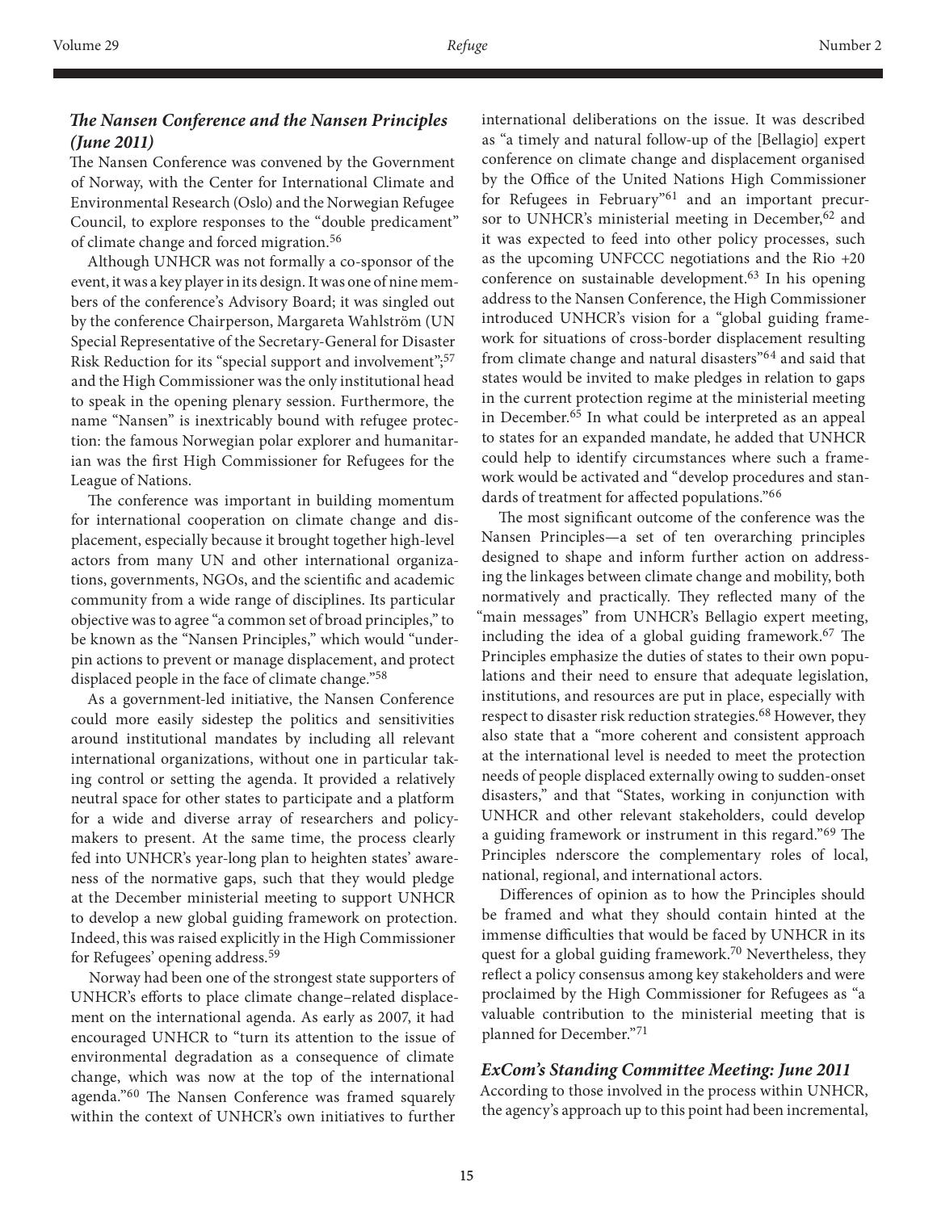### *The Nansen Conference and the Nansen Principles (June 2011)*

The Nansen Conference was convened by the Government of Norway, with the Center for International Climate and Environmental Research (Oslo) and the Norwegian Refugee Council, to explore responses to the "double predicament" of climate change and forced migration.[56]

Although UNHCR was not formally a co-sponsor of the event, it was a key player in its design. It was one of nine members of the conference's Advisory Board; it was singled out by the conference Chairperson, Margareta Wahlström (UN Special Representative of the Secretary-General for Disaster Risk Reduction for its "special support and involvement";[57] and the High Commissioner was the only institutional head to speak in the opening plenary session. Furthermore, the name "Nansen" is inextricably bound with refugee protection: the famous Norwegian polar explorer and humanitarian was the first High Commissioner for Refugees for the League of Nations.

The conference was important in building momentum for international cooperation on climate change and displacement, especially because it brought together high-level actors from many UN and other international organizations, governments, NGOs, and the scientific and academic community from a wide range of disciplines. Its particular objective was to agree "a common set of broad principles," to be known as the "Nansen Principles," which would "underpin actions to prevent or manage displacement, and protect displaced people in the face of climate change."[58]

As a government-led initiative, the Nansen Conference could more easily sidestep the politics and sensitivities around institutional mandates by including all relevant international organizations, without one in particular taking control or setting the agenda. It provided a relatively neutral space for other states to participate and a platform for a wide and diverse array of researchers and policymakers to present. At the same time, the process clearly fed into UNHCR's year-long plan to heighten states' awareness of the normative gaps, such that they would pledge at the December ministerial meeting to support UNHCR to develop a new global guiding framework on protection. Indeed, this was raised explicitly in the High Commissioner for Refugees' opening address.[59]

Norway had been one of the strongest state supporters of UNHCR's efforts to place climate change–related displacement on the international agenda. As early as 2007, it had encouraged UNHCR to "turn its attention to the issue of environmental degradation as a consequence of climate change, which was now at the top of the international agenda."[60] The Nansen Conference was framed squarely within the context of UNHCR's own initiatives to further international deliberations on the issue. It was described as "a timely and natural follow-up of the [Bellagio] expert conference on climate change and displacement organised by the Office of the United Nations High Commissioner for Refugees in February"[61] and an important precursor to UNHCR's ministerial meeting in December,[62] and it was expected to feed into other policy processes, such as the upcoming UNFCCC negotiations and the Rio +20 conference on sustainable development.[63] In his opening address to the Nansen Conference, the High Commissioner introduced UNHCR's vision for a "global guiding framework for situations of cross-border displacement resulting from climate change and natural disasters"[64] and said that states would be invited to make pledges in relation to gaps in the current protection regime at the ministerial meeting in December.[65] In what could be interpreted as an appeal to states for an expanded mandate, he added that UNHCR could help to identify circumstances where such a framework would be activated and "develop procedures and standards of treatment for affected populations."[66]

The most significant outcome of the conference was the Nansen Principles—a set of ten overarching principles designed to shape and inform further action on addressing the linkages between climate change and mobility, both normatively and practically. They reflected many of the "main messages" from UNHCR's Bellagio expert meeting, including the idea of a global guiding framework.[67] The Principles emphasize the duties of states to their own populations and their need to ensure that adequate legislation, institutions, and resources are put in place, especially with respect to disaster risk reduction strategies.[68] However, they also state that a "more coherent and consistent approach at the international level is needed to meet the protection needs of people displaced externally owing to sudden-onset disasters," and that "States, working in conjunction with UNHCR and other relevant stakeholders, could develop a guiding framework or instrument in this regard."[69] The Principles nderscore the complementary roles of local, national, regional, and international actors.

Differences of opinion as to how the Principles should be framed and what they should contain hinted at the immense difficulties that would be faced by UNHCR in its quest for a global guiding framework.[70] Nevertheless, they reflect a policy consensus among key stakeholders and were proclaimed by the High Commissioner for Refugees as "a valuable contribution to the ministerial meeting that is planned for December."[71]

### *ExCom's Standing Committee Meeting: June 2011*

According to those involved in the process within UNHCR, the agency's approach up to this point had been incremental,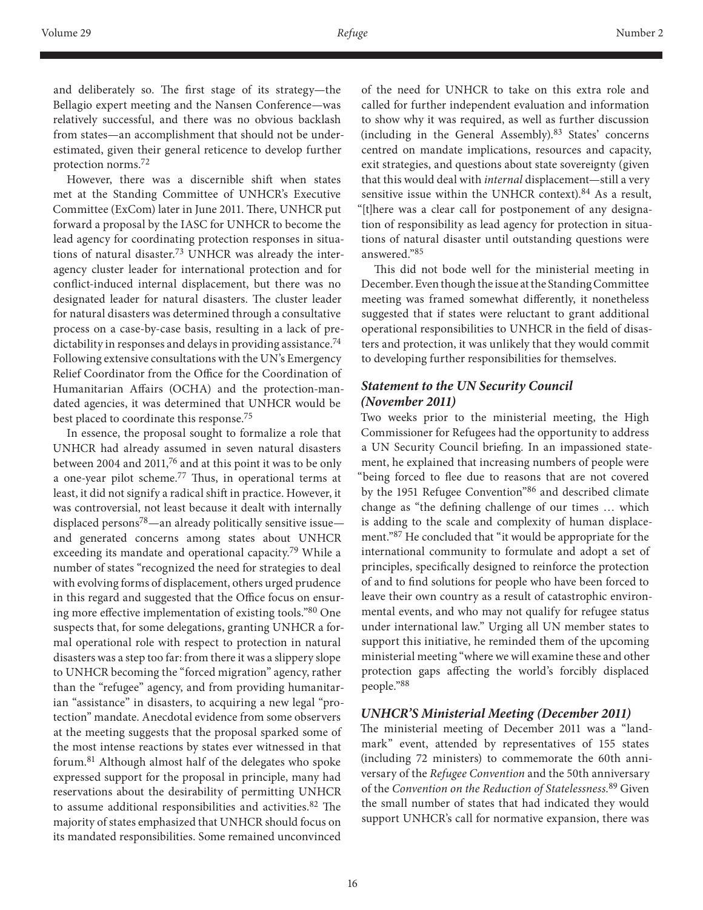and deliberately so. The first stage of its strategy—the Bellagio expert meeting and the Nansen Conference—was relatively successful, and there was no obvious backlash from states—an accomplishment that should not be underestimated, given their general reticence to develop further protection norms.[72]

However, there was a discernible shift when states met at the Standing Committee of UNHCR's Executive Committee (ExCom) later in June 2011. There, UNHCR put forward a proposal by the IASC for UNHCR to become the lead agency for coordinating protection responses in situations of natural disaster.[73] UNHCR was already the inter-agency cluster leader for international protection and for conflict-induced internal displacement, but there was no designated leader for natural disasters. The cluster leader for natural disasters was determined through a consultative process on a case-by-case basis, resulting in a lack of predictability in responses and delays in providing assistance.[74] Following extensive consultations with the UN's Emergency Relief Coordinator from the Office for the Coordination of Humanitarian Affairs (OCHA) and the protection-mandated agencies, it was determined that UNHCR would be best placed to coordinate this response.[75]

In essence, the proposal sought to formalize a role that UNHCR had already assumed in seven natural disasters between 2004 and 2011,[76] and at this point it was to be only a one-year pilot scheme.[77] Thus, in operational terms at least, it did not signify a radical shift in practice. However, it was controversial, not least because it dealt with internally displaced persons[78]—an already politically sensitive issue—and generated concerns among states about UNHCR exceeding its mandate and operational capacity.[79] While a number of states "recognized the need for strategies to deal with evolving forms of displacement, others urged prudence in this regard and suggested that the Office focus on ensuring more effective implementation of existing tools."[80] One suspects that, for some delegations, granting UNHCR a formal operational role with respect to protection in natural disasters was a step too far: from there it was a slippery slope to UNHCR becoming the "forced migration" agency, rather than the "refugee" agency, and from providing humanitarian "assistance" in disasters, to acquiring a new legal "protection" mandate. Anecdotal evidence from some observers at the meeting suggests that the proposal sparked some of the most intense reactions by states ever witnessed in that forum.[81] Although almost half of the delegates who spoke expressed support for the proposal in principle, many had reservations about the desirability of permitting UNHCR to assume additional responsibilities and activities.[82] The majority of states emphasized that UNHCR should focus on its mandated responsibilities. Some remained unconvinced of the need for UNHCR to take on this extra role and called for further independent evaluation and information to show why it was required, as well as further discussion (including in the General Assembly).[83] States' concerns centred on mandate implications, resources and capacity, exit strategies, and questions about state sovereignty (given that this would deal with *internal* displacement—still a very sensitive issue within the UNHCR context).[84] As a result, "[t]here was a clear call for postponement of any designation of responsibility as lead agency for protection in situations of natural disaster until outstanding questions were answered."[85]

This did not bode well for the ministerial meeting in December. Even though the issue at the Standing Committee meeting was framed somewhat differently, it nonetheless suggested that if states were reluctant to grant additional operational responsibilities to UNHCR in the field of disasters and protection, it was unlikely that they would commit to developing further responsibilities for themselves.

### *Statement to the UN Security Council (November 2011)*

Two weeks prior to the ministerial meeting, the High Commissioner for Refugees had the opportunity to address a UN Security Council briefing. In an impassioned statement, he explained that increasing numbers of people were "being forced to flee due to reasons that are not covered by the 1951 Refugee Convention"[86] and described climate change as "the defining challenge of our times … which is adding to the scale and complexity of human displacement."[87] He concluded that "it would be appropriate for the international community to formulate and adopt a set of principles, specifically designed to reinforce the protection of and to find solutions for people who have been forced to leave their own country as a result of catastrophic environmental events, and who may not qualify for refugee status under international law." Urging all UN member states to support this initiative, he reminded them of the upcoming ministerial meeting "where we will examine these and other protection gaps affecting the world's forcibly displaced people."[88]

### *UNHCR'S Ministerial Meeting (December 2011)*

The ministerial meeting of December 2011 was a "landmark" event, attended by representatives of 155 states (including 72 ministers) to commemorate the 60th anniversary of the *Refugee Convention* and the 50th anniversary of the *Convention on the Reduction of Statelessness*.[89] Given the small number of states that had indicated they would support UNHCR's call for normative expansion, there was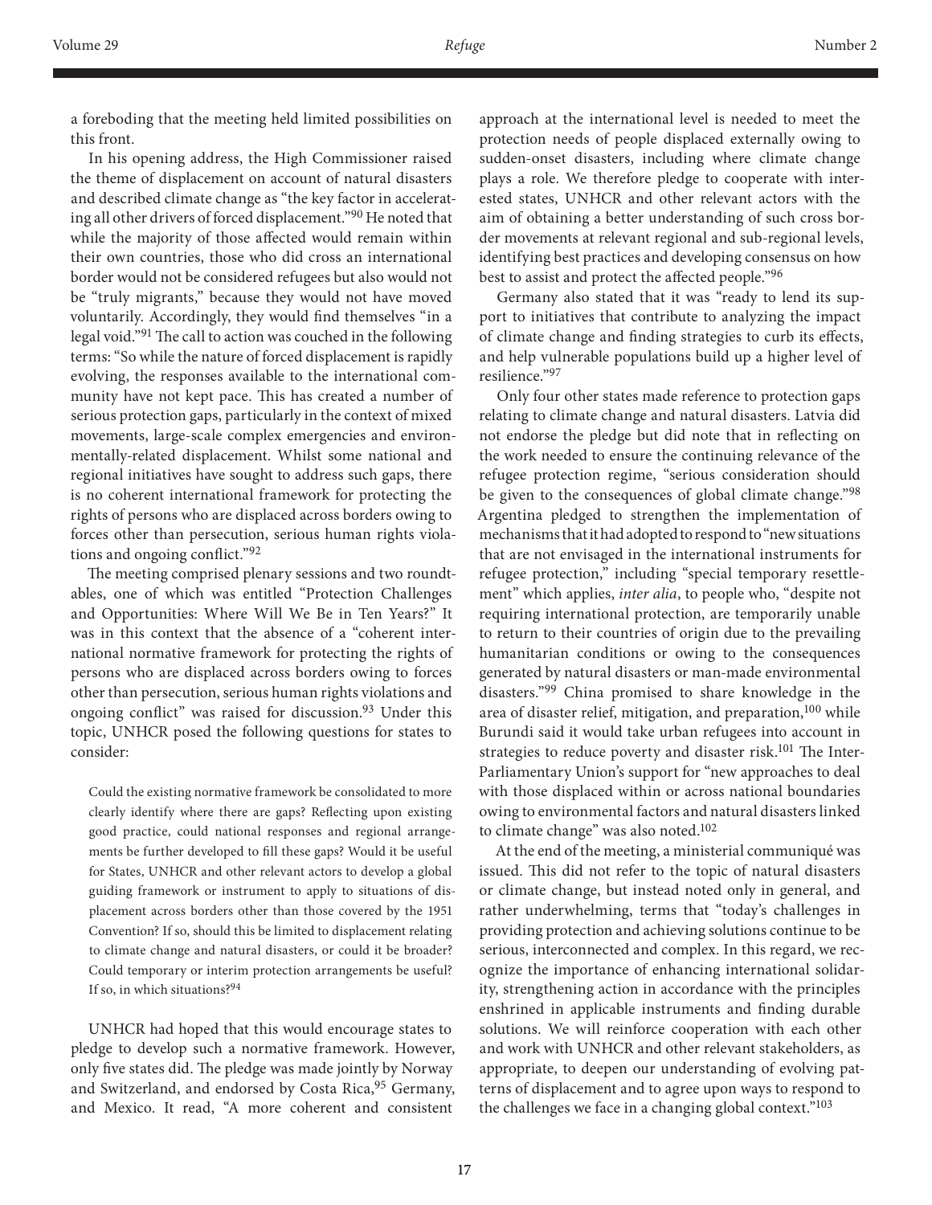a foreboding that the meeting held limited possibilities on this front.

In his opening address, the High Commissioner raised the theme of displacement on account of natural disasters and described climate change as "the key factor in accelerating all other drivers of forced displacement."[90] He noted that while the majority of those affected would remain within their own countries, those who did cross an international border would not be considered refugees but also would not be "truly migrants," because they would not have moved voluntarily. Accordingly, they would find themselves "in a legal void."[91] The call to action was couched in the following terms: "So while the nature of forced displacement is rapidly evolving, the responses available to the international community have not kept pace. This has created a number of serious protection gaps, particularly in the context of mixed movements, large-scale complex emergencies and environmentally-related displacement. Whilst some national and regional initiatives have sought to address such gaps, there is no coherent international framework for protecting the rights of persons who are displaced across borders owing to forces other than persecution, serious human rights violations and ongoing conflict."[92]

The meeting comprised plenary sessions and two roundtables, one of which was entitled "Protection Challenges and Opportunities: Where Will We Be in Ten Years?" It was in this context that the absence of a "coherent international normative framework for protecting the rights of persons who are displaced across borders owing to forces other than persecution, serious human rights violations and ongoing conflict" was raised for discussion.[93] Under this topic, UNHCR posed the following questions for states to consider:

> Could the existing normative framework be consolidated to more clearly identify where there are gaps? Reflecting upon existing good practice, could national responses and regional arrangements be further developed to fill these gaps? Would it be useful for States, UNHCR and other relevant actors to develop a global guiding framework or instrument to apply to situations of displacement across borders other than those covered by the 1951 Convention? If so, should this be limited to displacement relating to climate change and natural disasters, or could it be broader? Could temporary or interim protection arrangements be useful? If so, in which situations?[94]

UNHCR had hoped that this would encourage states to pledge to develop such a normative framework. However, only five states did. The pledge was made jointly by Norway and Switzerland, and endorsed by Costa Rica,[95] Germany, and Mexico. It read, "A more coherent and consistent approach at the international level is needed to meet the protection needs of people displaced externally owing to sudden-onset disasters, including where climate change plays a role. We therefore pledge to cooperate with interested states, UNHCR and other relevant actors with the aim of obtaining a better understanding of such cross border movements at relevant regional and sub-regional levels, identifying best practices and developing consensus on how best to assist and protect the affected people."[96]

Germany also stated that it was "ready to lend its support to initiatives that contribute to analyzing the impact of climate change and finding strategies to curb its effects, and help vulnerable populations build up a higher level of resilience."[97]

Only four other states made reference to protection gaps relating to climate change and natural disasters. Latvia did not endorse the pledge but did note that in reflecting on the work needed to ensure the continuing relevance of the refugee protection regime, "serious consideration should be given to the consequences of global climate change."[98] Argentina pledged to strengthen the implementation of mechanisms that it had adopted to respond to "new situations that are not envisaged in the international instruments for refugee protection," including "special temporary resettlement" which applies, *inter alia*, to people who, "despite not requiring international protection, are temporarily unable to return to their countries of origin due to the prevailing humanitarian conditions or owing to the consequences generated by natural disasters or man-made environmental disasters."[99] China promised to share knowledge in the area of disaster relief, mitigation, and preparation,[100] while Burundi said it would take urban refugees into account in strategies to reduce poverty and disaster risk.[101] The Inter-Parliamentary Union's support for "new approaches to deal with those displaced within or across national boundaries owing to environmental factors and natural disasters linked to climate change" was also noted.[102]

At the end of the meeting, a ministerial communiqué was issued. This did not refer to the topic of natural disasters or climate change, but instead noted only in general, and rather underwhelming, terms that "today's challenges in providing protection and achieving solutions continue to be serious, interconnected and complex. In this regard, we recognize the importance of enhancing international solidarity, strengthening action in accordance with the principles enshrined in applicable instruments and finding durable solutions. We will reinforce cooperation with each other and work with UNHCR and other relevant stakeholders, as appropriate, to deepen our understanding of evolving patterns of displacement and to agree upon ways to respond to the challenges we face in a changing global context."[103]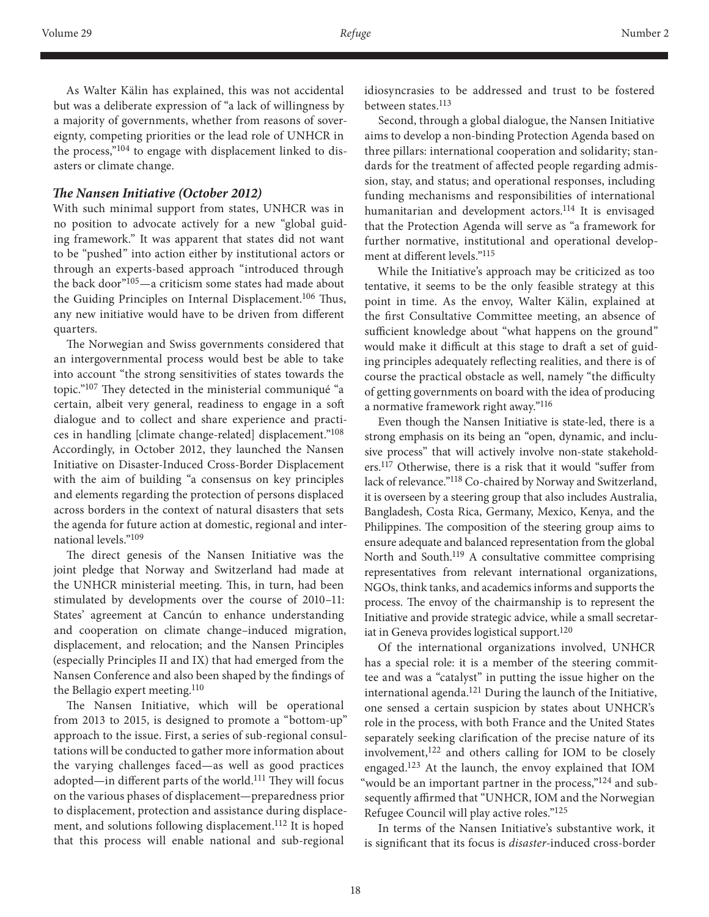As Walter Kälin has explained, this was not accidental but was a deliberate expression of "a lack of willingness by a majority of governments, whether from reasons of sovereignty, competing priorities or the lead role of UNHCR in the process,"[104] to engage with displacement linked to disasters or climate change.

### *The Nansen Initiative (October 2012)*

With such minimal support from states, UNHCR was in no position to advocate actively for a new "global guiding framework." It was apparent that states did not want to be "pushed" into action either by institutional actors or through an experts-based approach "introduced through the back door"[105]—a criticism some states had made about the Guiding Principles on Internal Displacement.[106] Thus, any new initiative would have to be driven from different quarters.

The Norwegian and Swiss governments considered that an intergovernmental process would best be able to take into account "the strong sensitivities of states towards the topic."[107] They detected in the ministerial communiqué "a certain, albeit very general, readiness to engage in a soft dialogue and to collect and share experience and practices in handling [climate change-related] displacement."[108] Accordingly, in October 2012, they launched the Nansen Initiative on Disaster-Induced Cross-Border Displacement with the aim of building "a consensus on key principles and elements regarding the protection of persons displaced across borders in the context of natural disasters that sets the agenda for future action at domestic, regional and international levels."[109]

The direct genesis of the Nansen Initiative was the joint pledge that Norway and Switzerland had made at the UNHCR ministerial meeting. This, in turn, had been stimulated by developments over the course of 2010–11: States' agreement at Cancún to enhance understanding and cooperation on climate change–induced migration, displacement, and relocation; and the Nansen Principles (especially Principles II and IX) that had emerged from the Nansen Conference and also been shaped by the findings of the Bellagio expert meeting.[110]

The Nansen Initiative, which will be operational from 2013 to 2015, is designed to promote a "bottom-up" approach to the issue. First, a series of sub-regional consultations will be conducted to gather more information about the varying challenges faced—as well as good practices adopted—in different parts of the world.[111] They will focus on the various phases of displacement—preparedness prior to displacement, protection and assistance during displacement, and solutions following displacement.[112] It is hoped that this process will enable national and sub-regional idiosyncrasies to be addressed and trust to be fostered between states.[113]

Second, through a global dialogue, the Nansen Initiative aims to develop a non-binding Protection Agenda based on three pillars: international cooperation and solidarity; standards for the treatment of affected people regarding admission, stay, and status; and operational responses, including funding mechanisms and responsibilities of international humanitarian and development actors.[114] It is envisaged that the Protection Agenda will serve as "a framework for further normative, institutional and operational development at different levels."[115]

While the Initiative's approach may be criticized as too tentative, it seems to be the only feasible strategy at this point in time. As the envoy, Walter Kälin, explained at the first Consultative Committee meeting, an absence of sufficient knowledge about "what happens on the ground" would make it difficult at this stage to draft a set of guiding principles adequately reflecting realities, and there is of course the practical obstacle as well, namely "the difficulty of getting governments on board with the idea of producing a normative framework right away."[116]

Even though the Nansen Initiative is state-led, there is a strong emphasis on its being an "open, dynamic, and inclusive process" that will actively involve non-state stakeholders.[117] Otherwise, there is a risk that it would "suffer from lack of relevance."[118] Co-chaired by Norway and Switzerland, it is overseen by a steering group that also includes Australia, Bangladesh, Costa Rica, Germany, Mexico, Kenya, and the Philippines. The composition of the steering group aims to ensure adequate and balanced representation from the global North and South.[119] A consultative committee comprising representatives from relevant international organizations, NGOs, think tanks, and academics informs and supports the process. The envoy of the chairmanship is to represent the Initiative and provide strategic advice, while a small secretariat in Geneva provides logistical support.[120]

Of the international organizations involved, UNHCR has a special role: it is a member of the steering committee and was a "catalyst" in putting the issue higher on the international agenda.[121] During the launch of the Initiative, one sensed a certain suspicion by states about UNHCR's role in the process, with both France and the United States separately seeking clarification of the precise nature of its involvement,[122] and others calling for IOM to be closely engaged.[123] At the launch, the envoy explained that IOM "would be an important partner in the process,"[124] and subsequently affirmed that "UNHCR, IOM and the Norwegian Refugee Council will play active roles."[125]

In terms of the Nansen Initiative's substantive work, it is significant that its focus is *disaster*-induced cross-border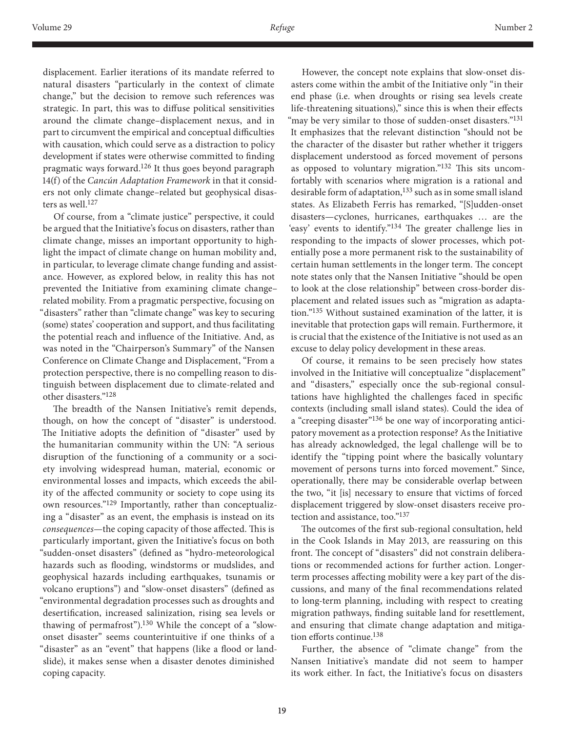displacement. Earlier iterations of its mandate referred to natural disasters "particularly in the context of climate change," but the decision to remove such references was strategic. In part, this was to diffuse political sensitivities around the climate change–displacement nexus, and in part to circumvent the empirical and conceptual difficulties with causation, which could serve as a distraction to policy development if states were otherwise committed to finding pragmatic ways forward.[126] It thus goes beyond paragraph 14(f) of the *Cancún Adaptation Framework* in that it considers not only climate change–related but geophysical disasters as well.[127]

Of course, from a "climate justice" perspective, it could be argued that the Initiative's focus on disasters, rather than climate change, misses an important opportunity to highlight the impact of climate change on human mobility and, in particular, to leverage climate change funding and assistance. However, as explored below, in reality this has not prevented the Initiative from examining climate change–related mobility. From a pragmatic perspective, focusing on "disasters" rather than "climate change" was key to securing (some) states' cooperation and support, and thus facilitating the potential reach and influence of the Initiative. And, as was noted in the "Chairperson's Summary" of the Nansen Conference on Climate Change and Displacement, "From a protection perspective, there is no compelling reason to distinguish between displacement due to climate-related and other disasters."[128]

The breadth of the Nansen Initiative's remit depends, though, on how the concept of "disaster" is understood. The Initiative adopts the definition of "disaster" used by the humanitarian community within the UN: "A serious disruption of the functioning of a community or a society involving widespread human, material, economic or environmental losses and impacts, which exceeds the ability of the affected community or society to cope using its own resources."[129] Importantly, rather than conceptualizing a "disaster" as an event, the emphasis is instead on its *consequences*—the coping capacity of those affected. This is particularly important, given the Initiative's focus on both "sudden-onset disasters" (defined as "hydro-meteorological hazards such as flooding, windstorms or mudslides, and geophysical hazards including earthquakes, tsunamis or volcano eruptions") and "slow-onset disasters" (defined as "environmental degradation processes such as droughts and desertification, increased salinization, rising sea levels or thawing of permafrost").[130] While the concept of a "slow-onset disaster" seems counterintuitive if one thinks of a "disaster" as an "event" that happens (like a flood or landslide), it makes sense when a disaster denotes diminished coping capacity.

However, the concept note explains that slow-onset disasters come within the ambit of the Initiative only "in their end phase (i.e. when droughts or rising sea levels create life-threatening situations)," since this is when their effects "may be very similar to those of sudden-onset disasters."[131] It emphasizes that the relevant distinction "should not be the character of the disaster but rather whether it triggers displacement understood as forced movement of persons as opposed to voluntary migration."[132] This sits uncomfortably with scenarios where migration is a rational and desirable form of adaptation,[133] such as in some small island states. As Elizabeth Ferris has remarked, "[S]udden-onset disasters—cyclones, hurricanes, earthquakes … are the 'easy' events to identify."[134] The greater challenge lies in responding to the impacts of slower processes, which potentially pose a more permanent risk to the sustainability of certain human settlements in the longer term. The concept note states only that the Nansen Initiative "should be open to look at the close relationship" between cross-border displacement and related issues such as "migration as adaptation."[135] Without sustained examination of the latter, it is inevitable that protection gaps will remain. Furthermore, it is crucial that the existence of the Initiative is not used as an excuse to delay policy development in these areas.

Of course, it remains to be seen precisely how states involved in the Initiative will conceptualize "displacement" and "disasters," especially once the sub-regional consultations have highlighted the challenges faced in specific contexts (including small island states). Could the idea of a "creeping disaster"[136] be one way of incorporating anticipatory movement as a protection response? As the Initiative has already acknowledged, the legal challenge will be to identify the "tipping point where the basically voluntary movement of persons turns into forced movement." Since, operationally, there may be considerable overlap between the two, "it [is] necessary to ensure that victims of forced displacement triggered by slow-onset disasters receive protection and assistance, too."[137]

The outcomes of the first sub-regional consultation, held in the Cook Islands in May 2013, are reassuring on this front. The concept of "disasters" did not constrain deliberations or recommended actions for further action. Longer-term processes affecting mobility were a key part of the discussions, and many of the final recommendations related to long-term planning, including with respect to creating migration pathways, finding suitable land for resettlement, and ensuring that climate change adaptation and mitigation efforts continue.[138]

Further, the absence of "climate change" from the Nansen Initiative's mandate did not seem to hamper its work either. In fact, the Initiative's focus on disasters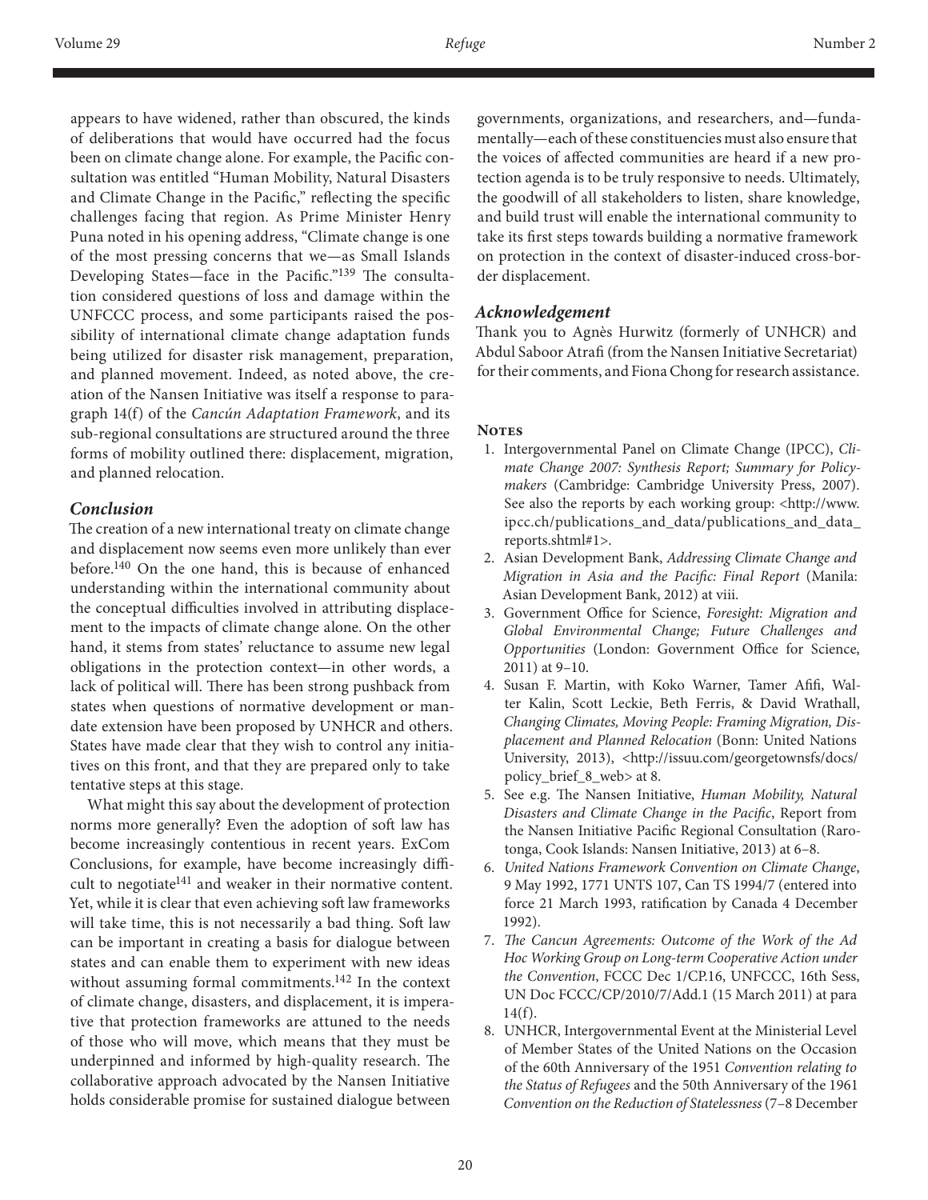appears to have widened, rather than obscured, the kinds of deliberations that would have occurred had the focus been on climate change alone. For example, the Pacific consultation was entitled "Human Mobility, Natural Disasters and Climate Change in the Pacific," reflecting the specific challenges facing that region. As Prime Minister Henry Puna noted in his opening address, "Climate change is one of the most pressing concerns that we—as Small Islands Developing States—face in the Pacific."[139] The consultation considered questions of loss and damage within the UNFCCC process, and some participants raised the possibility of international climate change adaptation funds being utilized for disaster risk management, preparation, and planned movement. Indeed, as noted above, the creation of the Nansen Initiative was itself a response to paragraph 14(f) of the *Cancún Adaptation Framework*, and its sub-regional consultations are structured around the three forms of mobility outlined there: displacement, migration, and planned relocation.

### *Conclusion*

The creation of a new international treaty on climate change and displacement now seems even more unlikely than ever before.[140] On the one hand, this is because of enhanced understanding within the international community about the conceptual difficulties involved in attributing displacement to the impacts of climate change alone. On the other hand, it stems from states' reluctance to assume new legal obligations in the protection context—in other words, a lack of political will. There has been strong pushback from states when questions of normative development or mandate extension have been proposed by UNHCR and others. States have made clear that they wish to control any initiatives on this front, and that they are prepared only to take tentative steps at this stage.

What might this say about the development of protection norms more generally? Even the adoption of soft law has become increasingly contentious in recent years. ExCom Conclusions, for example, have become increasingly difficult to negotiate[141] and weaker in their normative content. Yet, while it is clear that even achieving soft law frameworks will take time, this is not necessarily a bad thing. Soft law can be important in creating a basis for dialogue between states and can enable them to experiment with new ideas without assuming formal commitments.[142] In the context of climate change, disasters, and displacement, it is imperative that protection frameworks are attuned to the needs of those who will move, which means that they must be underpinned and informed by high-quality research. The collaborative approach advocated by the Nansen Initiative holds considerable promise for sustained dialogue between governments, organizations, and researchers, and—fundamentally—each of these constituencies must also ensure that the voices of affected communities are heard if a new protection agenda is to be truly responsive to needs. Ultimately, the goodwill of all stakeholders to listen, share knowledge, and build trust will enable the international community to take its first steps towards building a normative framework on protection in the context of disaster-induced cross-border displacement.

### *Acknowledgement*

Thank you to Agnès Hurwitz (formerly of UNHCR) and Abdul Saboor Atrafi (from the Nansen Initiative Secretariat) for their comments, and Fiona Chong for research assistance.

### Notes

1. Intergovernmental Panel on Climate Change (IPCC), *Climate Change 2007: Synthesis Report; Summary for Policymakers* (Cambridge: Cambridge University Press, 2007). See also the reports by each working group: <http://www.ipcc.ch/publications_and_data/publications_and_data_reports.shtml#1>.
2. Asian Development Bank, *Addressing Climate Change and Migration in Asia and the Pacific: Final Report* (Manila: Asian Development Bank, 2012) at viii.
3. Government Office for Science, *Foresight: Migration and Global Environmental Change; Future Challenges and Opportunities* (London: Government Office for Science, 2011) at 9–10.
4. Susan F. Martin, with Koko Warner, Tamer Afifi, Walter Kalin, Scott Leckie, Beth Ferris, & David Wrathall, *Changing Climates, Moving People: Framing Migration, Displacement and Planned Relocation* (Bonn: United Nations University, 2013), <http://issuu.com/georgetownsfs/docs/policy_brief_8_web> at 8.
5. See e.g. The Nansen Initiative, *Human Mobility, Natural Disasters and Climate Change in the Pacific*, Report from the Nansen Initiative Pacific Regional Consultation (Rarotonga, Cook Islands: Nansen Initiative, 2013) at 6–8.
6. *United Nations Framework Convention on Climate Change*, 9 May 1992, 1771 UNTS 107, Can TS 1994/7 (entered into force 21 March 1993, ratification by Canada 4 December 1992).
7. *The Cancun Agreements: Outcome of the Work of the Ad Hoc Working Group on Long-term Cooperative Action under the Convention*, FCCC Dec 1/CP.16, UNFCCC, 16th Sess, UN Doc FCCC/CP/2010/7/Add.1 (15 March 2011) at para 14(f).
8. UNHCR, Intergovernmental Event at the Ministerial Level of Member States of the United Nations on the Occasion of the 60th Anniversary of the 1951 *Convention relating to the Status of Refugees* and the 50th Anniversary of the 1961 *Convention on the Reduction of Statelessness* (7–8 December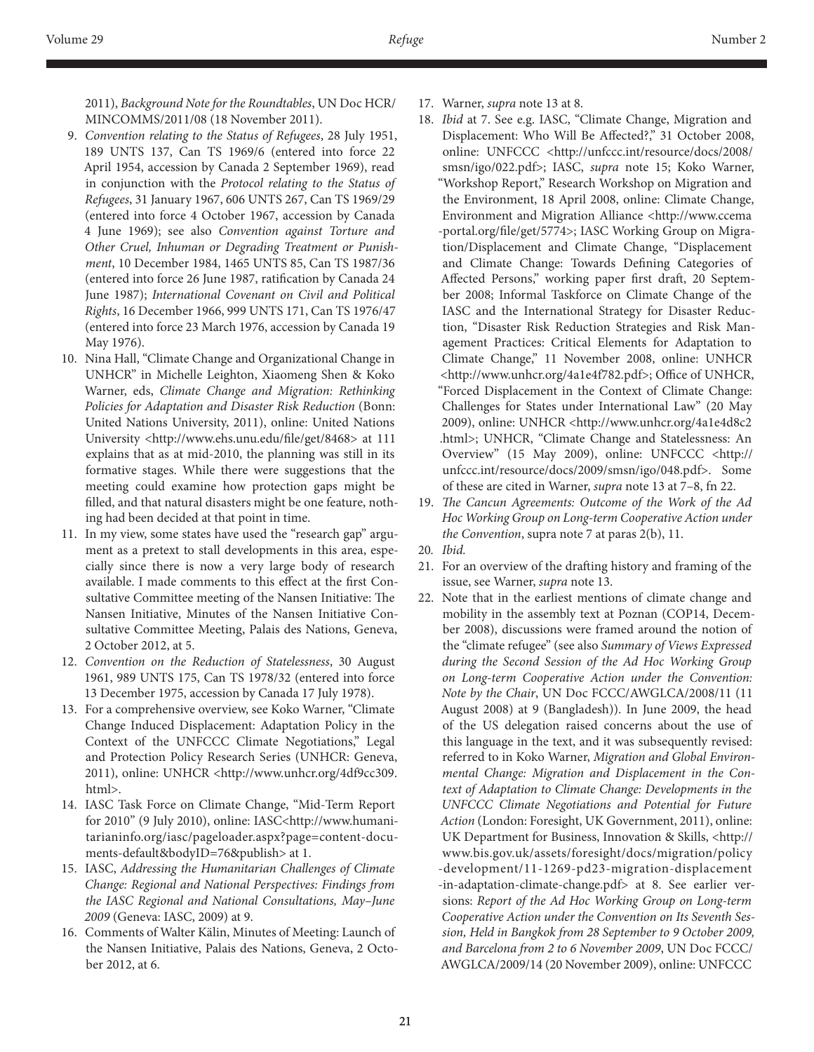2011), *Background Note for the Roundtables*, UN Doc HCR/MINCOMMS/2011/08 (18 November 2011).

9. *Convention relating to the Status of Refugees*, 28 July 1951, 189 UNTS 137, Can TS 1969/6 (entered into force 22 April 1954, accession by Canada 2 September 1969), read in conjunction with the *Protocol relating to the Status of Refugees*, 31 January 1967, 606 UNTS 267, Can TS 1969/29 (entered into force 4 October 1967, accession by Canada 4 June 1969); see also *Convention against Torture and Other Cruel, Inhuman or Degrading Treatment or Punishment*, 10 December 1984, 1465 UNTS 85, Can TS 1987/36 (entered into force 26 June 1987, ratification by Canada 24 June 1987); *International Covenant on Civil and Political Rights*, 16 December 1966, 999 UNTS 171, Can TS 1976/47 (entered into force 23 March 1976, accession by Canada 19 May 1976).
10. Nina Hall, "Climate Change and Organizational Change in UNHCR" in Michelle Leighton, Xiaomeng Shen & Koko Warner, eds, *Climate Change and Migration: Rethinking Policies for Adaptation and Disaster Risk Reduction* (Bonn: United Nations University, 2011), online: United Nations University <http://www.ehs.unu.edu/file/get/8468> at 111 explains that as at mid-2010, the planning was still in its formative stages. While there were suggestions that the meeting could examine how protection gaps might be filled, and that natural disasters might be one feature, nothing had been decided at that point in time.
11. In my view, some states have used the "research gap" argument as a pretext to stall developments in this area, especially since there is now a very large body of research available. I made comments to this effect at the first Consultative Committee meeting of the Nansen Initiative: The Nansen Initiative, Minutes of the Nansen Initiative Consultative Committee Meeting, Palais des Nations, Geneva, 2 October 2012, at 5.
12. *Convention on the Reduction of Statelessness*, 30 August 1961, 989 UNTS 175, Can TS 1978/32 (entered into force 13 December 1975, accession by Canada 17 July 1978).
13. For a comprehensive overview, see Koko Warner, "Climate Change Induced Displacement: Adaptation Policy in the Context of the UNFCCC Climate Negotiations," Legal and Protection Policy Research Series (UNHCR: Geneva, 2011), online: UNHCR <http://www.unhcr.org/4df9cc309.html>.
14. IASC Task Force on Climate Change, "Mid-Term Report for 2010" (9 July 2010), online: IASC<http://www.humanitarianinfo.org/iasc/pageloader.aspx?page=content-documents-default&bodyID=76&publish> at 1.
15. IASC, *Addressing the Humanitarian Challenges of Climate Change: Regional and National Perspectives: Findings from the IASC Regional and National Consultations, May–June 2009* (Geneva: IASC, 2009) at 9.
16. Comments of Walter Kälin, Minutes of Meeting: Launch of the Nansen Initiative, Palais des Nations, Geneva, 2 October 2012, at 6.
17. Warner, *supra* note 13 at 8.
18. *Ibid* at 7. See e.g. IASC, "Climate Change, Migration and Displacement: Who Will Be Affected?," 31 October 2008, online: UNFCCC <http://unfccc.int/resource/docs/2008/smsn/igo/022.pdf>; IASC, *supra* note 15; Koko Warner, "Workshop Report," Research Workshop on Migration and the Environment, 18 April 2008, online: Climate Change, Environment and Migration Alliance <http://www.ccema-portal.org/file/get/5774>; IASC Working Group on Migration/Displacement and Climate Change, "Displacement and Climate Change: Towards Defining Categories of Affected Persons," working paper first draft, 20 September 2008; Informal Taskforce on Climate Change of the IASC and the International Strategy for Disaster Reduction, "Disaster Risk Reduction Strategies and Risk Management Practices: Critical Elements for Adaptation to Climate Change," 11 November 2008, online: UNHCR <http://www.unhcr.org/4a1e4f782.pdf>; Office of UNHCR, "Forced Displacement in the Context of Climate Change: Challenges for States under International Law" (20 May 2009), online: UNHCR <http://www.unhcr.org/4a1e4d8c2.html>; UNHCR, "Climate Change and Statelessness: An Overview" (15 May 2009), online: UNFCCC <http://unfccc.int/resource/docs/2009/smsn/igo/048.pdf>. Some of these are cited in Warner, *supra* note 13 at 7–8, fn 22.
19. *The Cancun Agreements: Outcome of the Work of the Ad Hoc Working Group on Long-term Cooperative Action under the Convention*, supra note 7 at paras 2(b), 11.
20. *Ibid.*
21. For an overview of the drafting history and framing of the issue, see Warner, *supra* note 13.
22. Note that in the earliest mentions of climate change and mobility in the assembly text at Poznan (COP14, December 2008), discussions were framed around the notion of the "climate refugee" (see also *Summary of Views Expressed during the Second Session of the Ad Hoc Working Group on Long-term Cooperative Action under the Convention: Note by the Chair*, UN Doc FCCC/AWGLCA/2008/11 (11 August 2008) at 9 (Bangladesh)). In June 2009, the head of the US delegation raised concerns about the use of this language in the text, and it was subsequently revised: referred to in Koko Warner, *Migration and Global Environmental Change: Migration and Displacement in the Context of Adaptation to Climate Change: Developments in the UNFCCC Climate Negotiations and Potential for Future Action* (London: Foresight, UK Government, 2011), online: UK Department for Business, Innovation & Skills, <http://www.bis.gov.uk/assets/foresight/docs/migration/policy-development/11-1269-pd23-migration-displacement-in-adaptation-climate-change.pdf> at 8. See earlier versions: *Report of the Ad Hoc Working Group on Long-term Cooperative Action under the Convention on Its Seventh Session, Held in Bangkok from 28 September to 9 October 2009, and Barcelona from 2 to 6 November 2009*, UN Doc FCCC/AWGLCA/2009/14 (20 November 2009), online: UNFCCC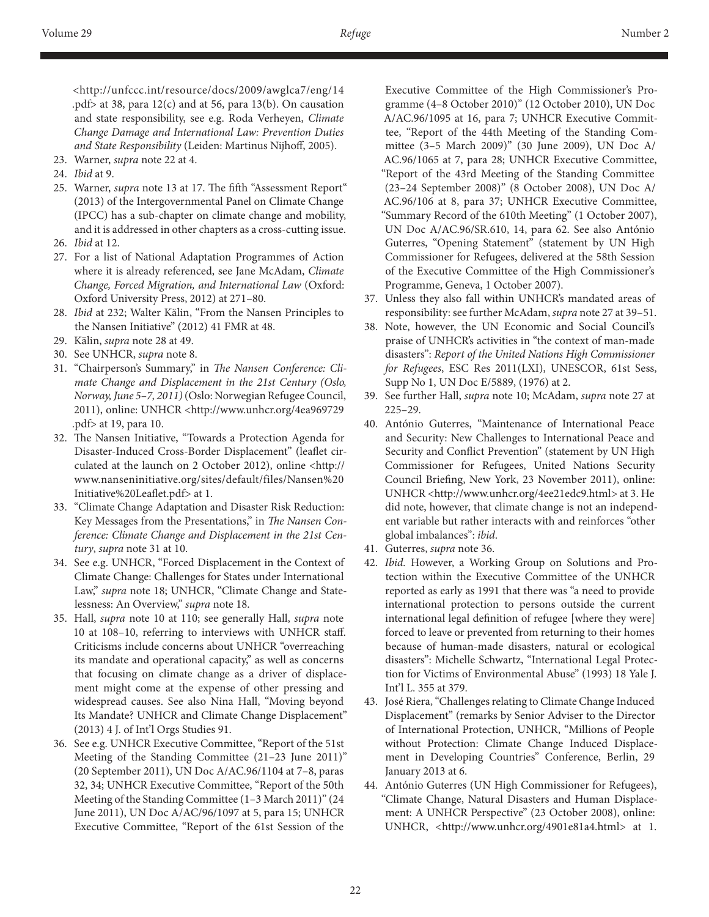<http://unfccc.int/resource/docs/2009/awglca7/eng/14.pdf> at 38, para 12(c) and at 56, para 13(b). On causation and state responsibility, see e.g. Roda Verheyen, *Climate Change Damage and International Law: Prevention Duties and State Responsibility* (Leiden: Martinus Nijhoff, 2005).

23. Warner, *supra* note 22 at 4.
24. *Ibid* at 9.
25. Warner, *supra* note 13 at 17. The fifth "Assessment Report" (2013) of the Intergovernmental Panel on Climate Change (IPCC) has a sub-chapter on climate change and mobility, and it is addressed in other chapters as a cross-cutting issue.
26. *Ibid* at 12.
27. For a list of National Adaptation Programmes of Action where it is already referenced, see Jane McAdam, *Climate Change, Forced Migration, and International Law* (Oxford: Oxford University Press, 2012) at 271–80.
28. *Ibid* at 232; Walter Kälin, "From the Nansen Principles to the Nansen Initiative" (2012) 41 FMR at 48.
29. Kälin, *supra* note 28 at 49.
30. See UNHCR, *supra* note 8.
31. "Chairperson's Summary," in *The Nansen Conference: Climate Change and Displacement in the 21st Century (Oslo, Norway, June 5–7, 2011)* (Oslo: Norwegian Refugee Council, 2011), online: UNHCR <http://www.unhcr.org/4ea969729.pdf> at 19, para 10.
32. The Nansen Initiative, "Towards a Protection Agenda for Disaster-Induced Cross-Border Displacement" (leaflet circulated at the launch on 2 October 2012), online <http://www.nanseninitiative.org/sites/default/files/Nansen%20Initiative%20Leaflet.pdf> at 1.
33. "Climate Change Adaptation and Disaster Risk Reduction: Key Messages from the Presentations," in *The Nansen Conference: Climate Change and Displacement in the 21st Century*, *supra* note 31 at 10.
34. See e.g. UNHCR, "Forced Displacement in the Context of Climate Change: Challenges for States under International Law," *supra* note 18; UNHCR, "Climate Change and Statelessness: An Overview," *supra* note 18.
35. Hall, *supra* note 10 at 110; see generally Hall, *supra* note 10 at 108–10, referring to interviews with UNHCR staff. Criticisms include concerns about UNHCR "overreaching its mandate and operational capacity," as well as concerns that focusing on climate change as a driver of displacement might come at the expense of other pressing and widespread causes. See also Nina Hall, "Moving beyond Its Mandate? UNHCR and Climate Change Displacement" (2013) 4 J. of Int'l Orgs Studies 91.
36. See e.g. UNHCR Executive Committee, "Report of the 51st Meeting of the Standing Committee (21–23 June 2011)" (20 September 2011), UN Doc A/AC.96/1104 at 7–8, paras 32, 34; UNHCR Executive Committee, "Report of the 50th Meeting of the Standing Committee (1–3 March 2011)" (24 June 2011), UN Doc A/AC/96/1097 at 5, para 15; UNHCR Executive Committee, "Report of the 61st Session of the Executive Committee of the High Commissioner's Programme (4–8 October 2010)" (12 October 2010), UN Doc A/AC.96/1095 at 16, para 7; UNHCR Executive Committee, "Report of the 44th Meeting of the Standing Committee (3–5 March 2009)" (30 June 2009), UN Doc A/AC.96/1065 at 7, para 28; UNHCR Executive Committee, "Report of the 43rd Meeting of the Standing Committee (23–24 September 2008)" (8 October 2008), UN Doc A/AC.96/106 at 8, para 37; UNHCR Executive Committee, "Summary Record of the 610th Meeting" (1 October 2007), UN Doc A/AC.96/SR.610, 14, para 62. See also António Guterres, "Opening Statement" (statement by UN High Commissioner for Refugees, delivered at the 58th Session of the Executive Committee of the High Commissioner's Programme, Geneva, 1 October 2007).
37. Unless they also fall within UNHCR's mandated areas of responsibility: see further McAdam, *supra* note 27 at 39–51.
38. Note, however, the UN Economic and Social Council's praise of UNHCR's activities in "the context of man-made disasters": *Report of the United Nations High Commissioner for Refugees*, ESC Res 2011(LXI), UNESCOR, 61st Sess, Supp No 1, UN Doc E/5889, (1976) at 2.
39. See further Hall, *supra* note 10; McAdam, *supra* note 27 at 225–29.
40. António Guterres, "Maintenance of International Peace and Security: New Challenges to International Peace and Security and Conflict Prevention" (statement by UN High Commissioner for Refugees, United Nations Security Council Briefing, New York, 23 November 2011), online: UNHCR <http://www.unhcr.org/4ee21edc9.html> at 3. He did note, however, that climate change is not an independent variable but rather interacts with and reinforces "other global imbalances": *ibid*.
41. Guterres, *supra* note 36.
42. *Ibid.* However, a Working Group on Solutions and Protection within the Executive Committee of the UNHCR reported as early as 1991 that there was "a need to provide international protection to persons outside the current international legal definition of refugee [where they were] forced to leave or prevented from returning to their homes because of human-made disasters, natural or ecological disasters": Michelle Schwartz, "International Legal Protection for Victims of Environmental Abuse" (1993) 18 Yale J. Int'l L. 355 at 379.
43. José Riera, "Challenges relating to Climate Change Induced Displacement" (remarks by Senior Adviser to the Director of International Protection, UNHCR, "Millions of People without Protection: Climate Change Induced Displacement in Developing Countries" Conference, Berlin, 29 January 2013 at 6.
44. António Guterres (UN High Commissioner for Refugees), "Climate Change, Natural Disasters and Human Displacement: A UNHCR Perspective" (23 October 2008), online: UNHCR, <http://www.unhcr.org/4901e81a4.html> at 1.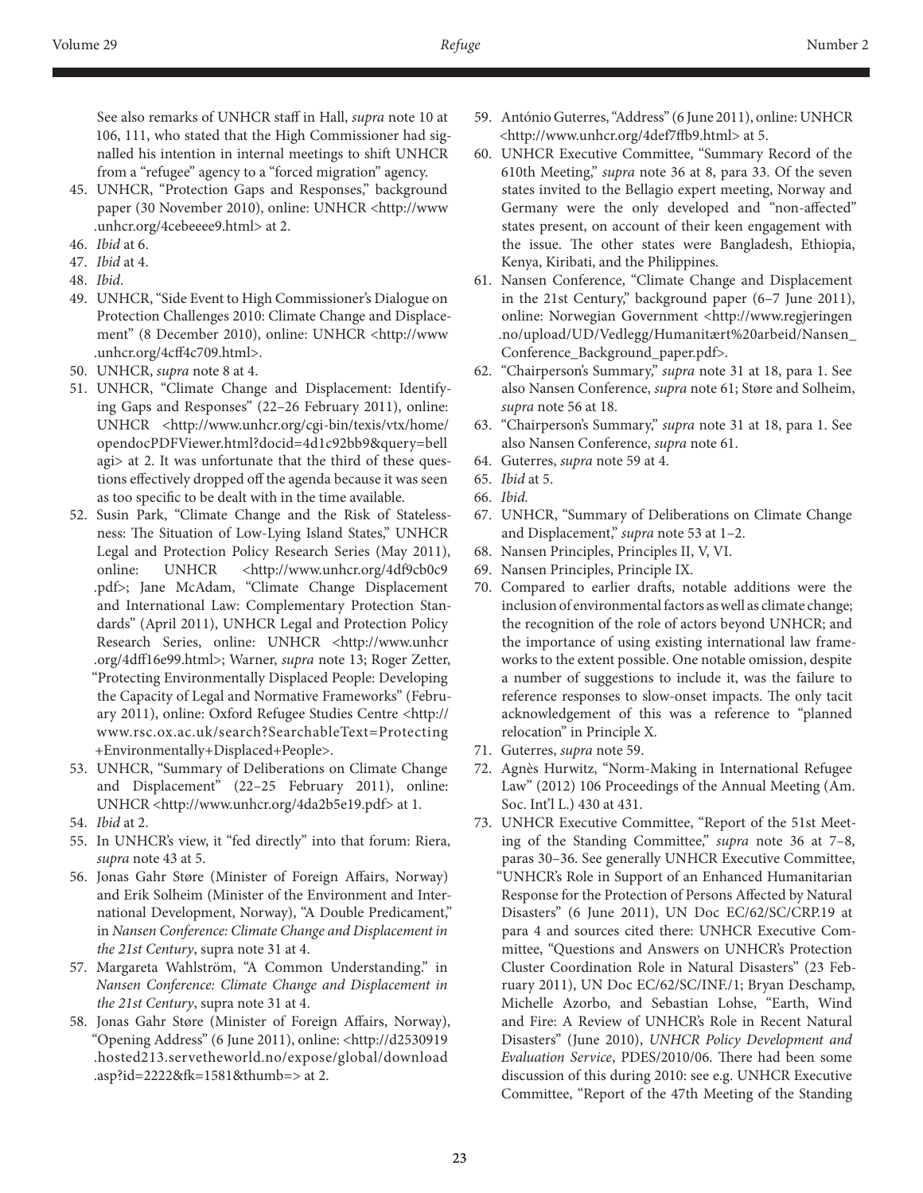See also remarks of UNHCR staff in Hall, *supra* note 10 at 106, 111, who stated that the High Commissioner had signalled his intention in internal meetings to shift UNHCR from a "refugee" agency to a "forced migration" agency.

45. UNHCR, "Protection Gaps and Responses," background paper (30 November 2010), online: UNHCR <http://www.unhcr.org/4cebeeee9.html> at 2.
46. *Ibid* at 6.
47. *Ibid* at 4.
48. *Ibid*.
49. UNHCR, "Side Event to High Commissioner's Dialogue on Protection Challenges 2010: Climate Change and Displacement" (8 December 2010), online: UNHCR <http://www.unhcr.org/4cff4c709.html>.
50. UNHCR, *supra* note 8 at 4.
51. UNHCR, "Climate Change and Displacement: Identifying Gaps and Responses" (22–26 February 2011), online: UNHCR <http://www.unhcr.org/cgi-bin/texis/vtx/home/opendocPDFViewer.html?docid=4d1c92bb9&query=bellagi> at 2. It was unfortunate that the third of these questions effectively dropped off the agenda because it was seen as too specific to be dealt with in the time available.
52. Susin Park, "Climate Change and the Risk of Statelessness: The Situation of Low-Lying Island States," UNHCR Legal and Protection Policy Research Series (May 2011), online: UNHCR <http://www.unhcr.org/4df9cb0c9.pdf>; Jane McAdam, "Climate Change Displacement and International Law: Complementary Protection Standards" (April 2011), UNHCR Legal and Protection Policy Research Series, online: UNHCR <http://www.unhcr.org/4dff16e99.html>; Warner, *supra* note 13; Roger Zetter, "Protecting Environmentally Displaced People: Developing the Capacity of Legal and Normative Frameworks" (February 2011), online: Oxford Refugee Studies Centre <http://www.rsc.ox.ac.uk/search?SearchableText=Protecting+Environmentally+Displaced+People>.
53. UNHCR, "Summary of Deliberations on Climate Change and Displacement" (22–25 February 2011), online: UNHCR <http://www.unhcr.org/4da2b5e19.pdf> at 1.
54. *Ibid* at 2.
55. In UNHCR's view, it "fed directly" into that forum: Riera, *supra* note 43 at 5.
56. Jonas Gahr Støre (Minister of Foreign Affairs, Norway) and Erik Solheim (Minister of the Environment and International Development, Norway), "A Double Predicament," in *Nansen Conference: Climate Change and Displacement in the 21st Century*, supra note 31 at 4.
57. Margareta Wahlström, "A Common Understanding." in *Nansen Conference: Climate Change and Displacement in the 21st Century*, supra note 31 at 4.
58. Jonas Gahr Støre (Minister of Foreign Affairs, Norway), "Opening Address" (6 June 2011), online: <http://d2530919.hosted213.servetheworld.no/expose/global/download.asp?id=2222&fk=1581&thumb=> at 2.
59. António Guterres, "Address" (6 June 2011), online: UNHCR <http://www.unhcr.org/4def7ffb9.html> at 5.
60. UNHCR Executive Committee, "Summary Record of the 610th Meeting," *supra* note 36 at 8, para 33. Of the seven states invited to the Bellagio expert meeting, Norway and Germany were the only developed and "non-affected" states present, on account of their keen engagement with the issue. The other states were Bangladesh, Ethiopia, Kenya, Kiribati, and the Philippines.
61. Nansen Conference, "Climate Change and Displacement in the 21st Century," background paper (6–7 June 2011), online: Norwegian Government <http://www.regjeringen.no/upload/UD/Vedlegg/Humanitært%20arbeid/Nansen_Conference_Background_paper.pdf>.
62. "Chairperson's Summary," *supra* note 31 at 18, para 1. See also Nansen Conference, *supra* note 61; Støre and Solheim, *supra* note 56 at 18.
63. "Chairperson's Summary," *supra* note 31 at 18, para 1. See also Nansen Conference, *supra* note 61.
64. Guterres, *supra* note 59 at 4.
65. *Ibid* at 5.
66. *Ibid.*
67. UNHCR, "Summary of Deliberations on Climate Change and Displacement," *supra* note 53 at 1–2.
68. Nansen Principles, Principles II, V, VI.
69. Nansen Principles, Principle IX.
70. Compared to earlier drafts, notable additions were the inclusion of environmental factors as well as climate change; the recognition of the role of actors beyond UNHCR; and the importance of using existing international law frameworks to the extent possible. One notable omission, despite a number of suggestions to include it, was the failure to reference responses to slow-onset impacts. The only tacit acknowledgement of this was a reference to "planned relocation" in Principle X.
71. Guterres, *supra* note 59.
72. Agnès Hurwitz, "Norm-Making in International Refugee Law" (2012) 106 Proceedings of the Annual Meeting (Am. Soc. Int'l L.) 430 at 431.
73. UNHCR Executive Committee, "Report of the 51st Meeting of the Standing Committee," *supra* note 36 at 7–8, paras 30–36. See generally UNHCR Executive Committee, "UNHCR's Role in Support of an Enhanced Humanitarian Response for the Protection of Persons Affected by Natural Disasters" (6 June 2011), UN Doc EC/62/SC/CRP.19 at para 4 and sources cited there: UNHCR Executive Committee, "Questions and Answers on UNHCR's Protection Cluster Coordination Role in Natural Disasters" (23 February 2011), UN Doc EC/62/SC/INF./1; Bryan Deschamp, Michelle Azorbo, and Sebastian Lohse, "Earth, Wind and Fire: A Review of UNHCR's Role in Recent Natural Disasters" (June 2010), *UNHCR Policy Development and Evaluation Service*, PDES/2010/06. There had been some discussion of this during 2010: see e.g. UNHCR Executive Committee, "Report of the 47th Meeting of the Standing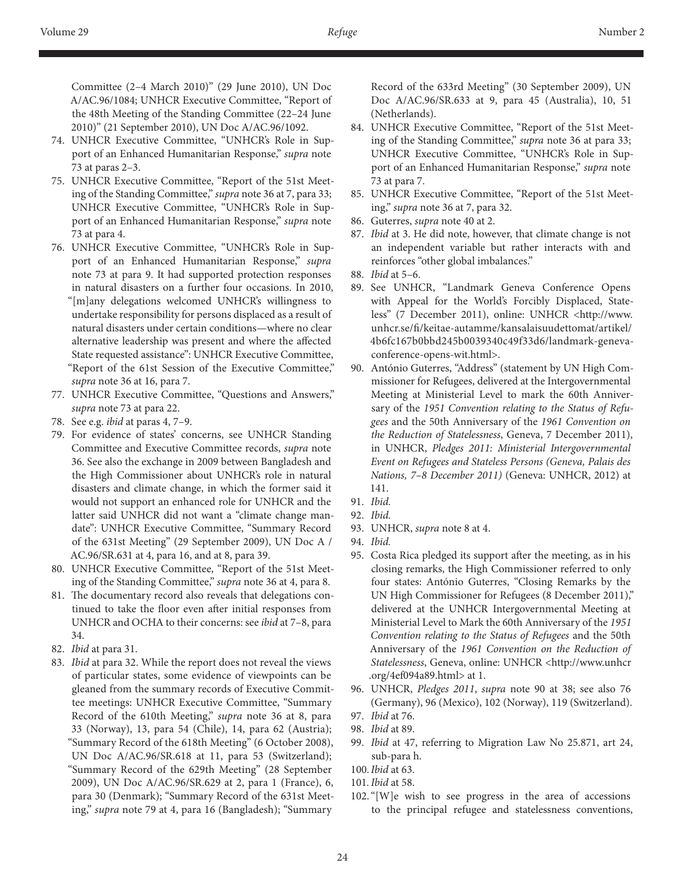Committee (2–4 March 2010)" (29 June 2010), UN Doc A/AC.96/1084; UNHCR Executive Committee, "Report of the 48th Meeting of the Standing Committee (22–24 June 2010)" (21 September 2010), UN Doc A/AC.96/1092.

74. UNHCR Executive Committee, "UNHCR's Role in Support of an Enhanced Humanitarian Response," *supra* note 73 at paras 2–3.
75. UNHCR Executive Committee, "Report of the 51st Meeting of the Standing Committee," *supra* note 36 at 7, para 33; UNHCR Executive Committee, "UNHCR's Role in Support of an Enhanced Humanitarian Response," *supra* note 73 at para 4.
76. UNHCR Executive Committee, "UNHCR's Role in Support of an Enhanced Humanitarian Response," *supra* note 73 at para 9. It had supported protection responses in natural disasters on a further four occasions. In 2010, "[m]any delegations welcomed UNHCR's willingness to undertake responsibility for persons displaced as a result of natural disasters under certain conditions—where no clear alternative leadership was present and where the affected State requested assistance": UNHCR Executive Committee, "Report of the 61st Session of the Executive Committee," *supra* note 36 at 16, para 7.
77. UNHCR Executive Committee, "Questions and Answers," *supra* note 73 at para 22.
78. See e.g. *ibid* at paras 4, 7–9.
79. For evidence of states' concerns, see UNHCR Standing Committee and Executive Committee records, *supra* note 36. See also the exchange in 2009 between Bangladesh and the High Commissioner about UNHCR's role in natural disasters and climate change, in which the former said it would not support an enhanced role for UNHCR and the latter said UNHCR did not want a "climate change mandate": UNHCR Executive Committee, "Summary Record of the 631st Meeting" (29 September 2009), UN Doc A / AC.96/SR.631 at 4, para 16, and at 8, para 39.
80. UNHCR Executive Committee, "Report of the 51st Meeting of the Standing Committee," *supra* note 36 at 4, para 8.
81. The documentary record also reveals that delegations continued to take the floor even after initial responses from UNHCR and OCHA to their concerns: see *ibid* at 7–8, para 34.
82. *Ibid* at para 31.
83. *Ibid* at para 32. While the report does not reveal the views of particular states, some evidence of viewpoints can be gleaned from the summary records of Executive Committee meetings: UNHCR Executive Committee, "Summary Record of the 610th Meeting," *supra* note 36 at 8, para 33 (Norway), 13, para 54 (Chile), 14, para 62 (Austria); "Summary Record of the 618th Meeting" (6 October 2008), UN Doc A/AC.96/SR.618 at 11, para 53 (Switzerland); "Summary Record of the 629th Meeting" (28 September 2009), UN Doc A/AC.96/SR.629 at 2, para 1 (France), 6, para 30 (Denmark); "Summary Record of the 631st Meeting," *supra* note 79 at 4, para 16 (Bangladesh); "Summary Record of the 633rd Meeting" (30 September 2009), UN Doc A/AC.96/SR.633 at 9, para 45 (Australia), 10, 51 (Netherlands).
84. UNHCR Executive Committee, "Report of the 51st Meeting of the Standing Committee," *supra* note 36 at para 33; UNHCR Executive Committee, "UNHCR's Role in Support of an Enhanced Humanitarian Response," *supra* note 73 at para 7.
85. UNHCR Executive Committee, "Report of the 51st Meeting," *supra* note 36 at 7, para 32.
86. Guterres, *supra* note 40 at 2.
87. *Ibid* at 3. He did note, however, that climate change is not an independent variable but rather interacts with and reinforces "other global imbalances."
88. *Ibid* at 5–6.
89. See UNHCR, "Landmark Geneva Conference Opens with Appeal for the World's Forcibly Displaced, Stateless" (7 December 2011), online: UNHCR <http://www.unhcr.se/fi/keitae-autamme/kansalaisuudettomat/artikel/4b6fc167b0bbd245b0039340c49f33d6/landmark-geneva-conference-opens-wit.html>.
90. António Guterres, "Address" (statement by UN High Commissioner for Refugees, delivered at the Intergovernmental Meeting at Ministerial Level to mark the 60th Anniversary of the *1951 Convention relating to the Status of Refugees* and the 50th Anniversary of the *1961 Convention on the Reduction of Statelessness*, Geneva, 7 December 2011), in UNHCR, *Pledges 2011: Ministerial Intergovernmental Event on Refugees and Stateless Persons (Geneva, Palais des Nations, 7–8 December 2011)* (Geneva: UNHCR, 2012) at 141.
91. *Ibid.*
92. *Ibid.*
93. UNHCR, *supra* note 8 at 4.
94. *Ibid.*
95. Costa Rica pledged its support after the meeting, as in his closing remarks, the High Commissioner referred to only four states: António Guterres, "Closing Remarks by the UN High Commissioner for Refugees (8 December 2011)," delivered at the UNHCR Intergovernmental Meeting at Ministerial Level to Mark the 60th Anniversary of the *1951 Convention relating to the Status of Refugees* and the 50th Anniversary of the *1961 Convention on the Reduction of Statelessness*, Geneva, online: UNHCR <http://www.unhcr.org/4ef094a89.html> at 1.
96. UNHCR, *Pledges 2011*, *supra* note 90 at 38; see also 76 (Germany), 96 (Mexico), 102 (Norway), 119 (Switzerland).
97. *Ibid* at 76.
98. *Ibid* at 89.
99. *Ibid* at 47, referring to Migration Law No 25.871, art 24, sub-para h.
100. *Ibid* at 63.
101. *Ibid* at 58.
102. "[W]e wish to see progress in the area of accessions to the principal refugee and statelessness conventions,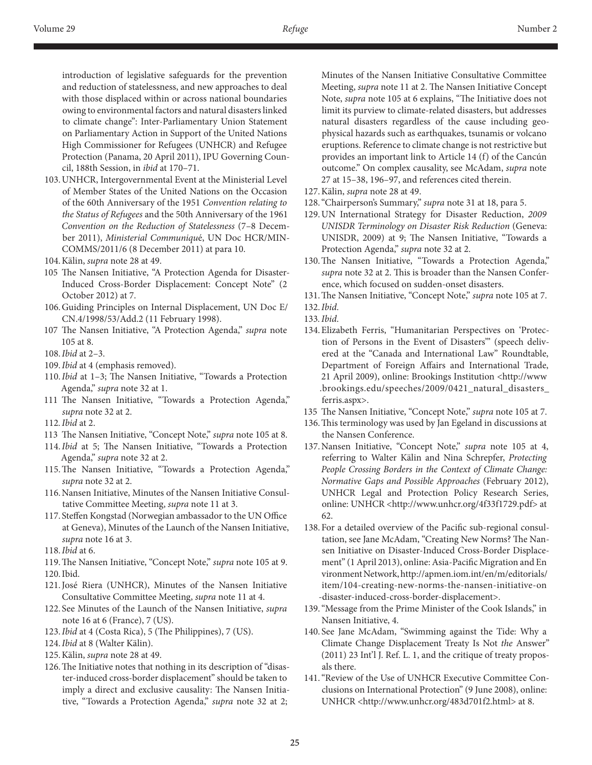introduction of legislative safeguards for the prevention and reduction of statelessness, and new approaches to deal with those displaced within or across national boundaries owing to environmental factors and natural disasters linked to climate change": Inter-Parliamentary Union Statement on Parliamentary Action in Support of the United Nations High Commissioner for Refugees (UNHCR) and Refugee Protection (Panama, 20 April 2011), IPU Governing Council, 188th Session, in *ibid* at 170–71.

103. UNHCR, Intergovernmental Event at the Ministerial Level of Member States of the United Nations on the Occasion of the 60th Anniversary of the 1951 *Convention relating to the Status of Refugees* and the 50th Anniversary of the 1961 *Convention on the Reduction of Statelessness* (7–8 December 2011), *Ministerial Communiqué*, UN Doc HCR/MINCOMMS/2011/6 (8 December 2011) at para 10.

104. Kälin, *supra* note 28 at 49.

105 The Nansen Initiative, "A Protection Agenda for Disaster-Induced Cross-Border Displacement: Concept Note" (2 October 2012) at 7.

106. Guiding Principles on Internal Displacement, UN Doc E/CN.4/1998/53/Add.2 (11 February 1998).

107 The Nansen Initiative, "A Protection Agenda," *supra* note 105 at 8.

108. *Ibid* at 2–3.

109. *Ibid* at 4 (emphasis removed).

110. *Ibid* at 1–3; The Nansen Initiative, "Towards a Protection Agenda," *supra* note 32 at 1.

111 The Nansen Initiative, "Towards a Protection Agenda," *supra* note 32 at 2.

112. *Ibid* at 2.

113 The Nansen Initiative, "Concept Note," *supra* note 105 at 8.

114. *Ibid* at 5; The Nansen Initiative, "Towards a Protection Agenda," *supra* note 32 at 2.

115. The Nansen Initiative, "Towards a Protection Agenda," *supra* note 32 at 2.

116. Nansen Initiative, Minutes of the Nansen Initiative Consultative Committee Meeting, *supra* note 11 at 3.

117. Steffen Kongstad (Norwegian ambassador to the UN Office at Geneva), Minutes of the Launch of the Nansen Initiative, *supra* note 16 at 3.

118. *Ibid* at 6.

119. The Nansen Initiative, "Concept Note," *supra* note 105 at 9.

120. Ibid.

121. José Riera (UNHCR), Minutes of the Nansen Initiative Consultative Committee Meeting, *supra* note 11 at 4.

122. See Minutes of the Launch of the Nansen Initiative, *supra* note 16 at 6 (France), 7 (US).

123. *Ibid* at 4 (Costa Rica), 5 (The Philippines), 7 (US).

124. *Ibid* at 8 (Walter Kälin).

125. Kälin, *supra* note 28 at 49.

126. The Initiative notes that nothing in its description of "disaster-induced cross-border displacement" should be taken to imply a direct and exclusive causality: The Nansen Initiative, "Towards a Protection Agenda," *supra* note 32 at 2; Minutes of the Nansen Initiative Consultative Committee Meeting, *supra* note 11 at 2. The Nansen Initiative Concept Note, *supra* note 105 at 6 explains, "The Initiative does not limit its purview to climate-related disasters, but addresses natural disasters regardless of the cause including geophysical hazards such as earthquakes, tsunamis or volcano eruptions. Reference to climate change is not restrictive but provides an important link to Article 14 (f) of the Cancún outcome." On complex causality, see McAdam, *supra* note 27 at 15–38, 196–97, and references cited therein.

127. Kälin, *supra* note 28 at 49.

128. "Chairperson's Summary," *supra* note 31 at 18, para 5.

129. UN International Strategy for Disaster Reduction, *2009 UNISDR Terminology on Disaster Risk Reduction* (Geneva: UNISDR, 2009) at 9; The Nansen Initiative, "Towards a Protection Agenda," *supra* note 32 at 2.

130. The Nansen Initiative, "Towards a Protection Agenda," *supra* note 32 at 2. This is broader than the Nansen Conference, which focused on sudden-onset disasters.

131. The Nansen Initiative, "Concept Note," *supra* note 105 at 7.

132. *Ibid*.

133. *Ibid*.

134. Elizabeth Ferris, "Humanitarian Perspectives on 'Protection of Persons in the Event of Disasters'" (speech delivered at the "Canada and International Law" Roundtable, Department of Foreign Affairs and International Trade, 21 April 2009), online: Brookings Institution <http://www.brookings.edu/speeches/2009/0421_natural_disasters_ferris.aspx>.

135 The Nansen Initiative, "Concept Note," *supra* note 105 at 7.

136. This terminology was used by Jan Egeland in discussions at the Nansen Conference.

137. Nansen Initiative, "Concept Note," *supra* note 105 at 4, referring to Walter Kälin and Nina Schrepfer, *Protecting People Crossing Borders in the Context of Climate Change: Normative Gaps and Possible Approaches* (February 2012), UNHCR Legal and Protection Policy Research Series, online: UNHCR <http://www.unhcr.org/4f33f1729.pdf> at 62.

138. For a detailed overview of the Pacific sub-regional consultation, see Jane McAdam, "Creating New Norms? The Nansen Initiative on Disaster-Induced Cross-Border Displacement" (1 April 2013), online: Asia-Pacific Migration and Environment Network, http://apmen.iom.int/en/m/editorials/item/104-creating-new-norms-the-nansen-initiative-on-disaster-induced-cross-border-displacement>.

139. "Message from the Prime Minister of the Cook Islands," in Nansen Initiative, 4.

140. See Jane McAdam, "Swimming against the Tide: Why a Climate Change Displacement Treaty Is Not *the* Answer" (2011) 23 Int'l J. Ref. L. 1, and the critique of treaty proposals there.

141. "Review of the Use of UNHCR Executive Committee Conclusions on International Protection" (9 June 2008), online: UNHCR <http://www.unhcr.org/483d701f2.html> at 8.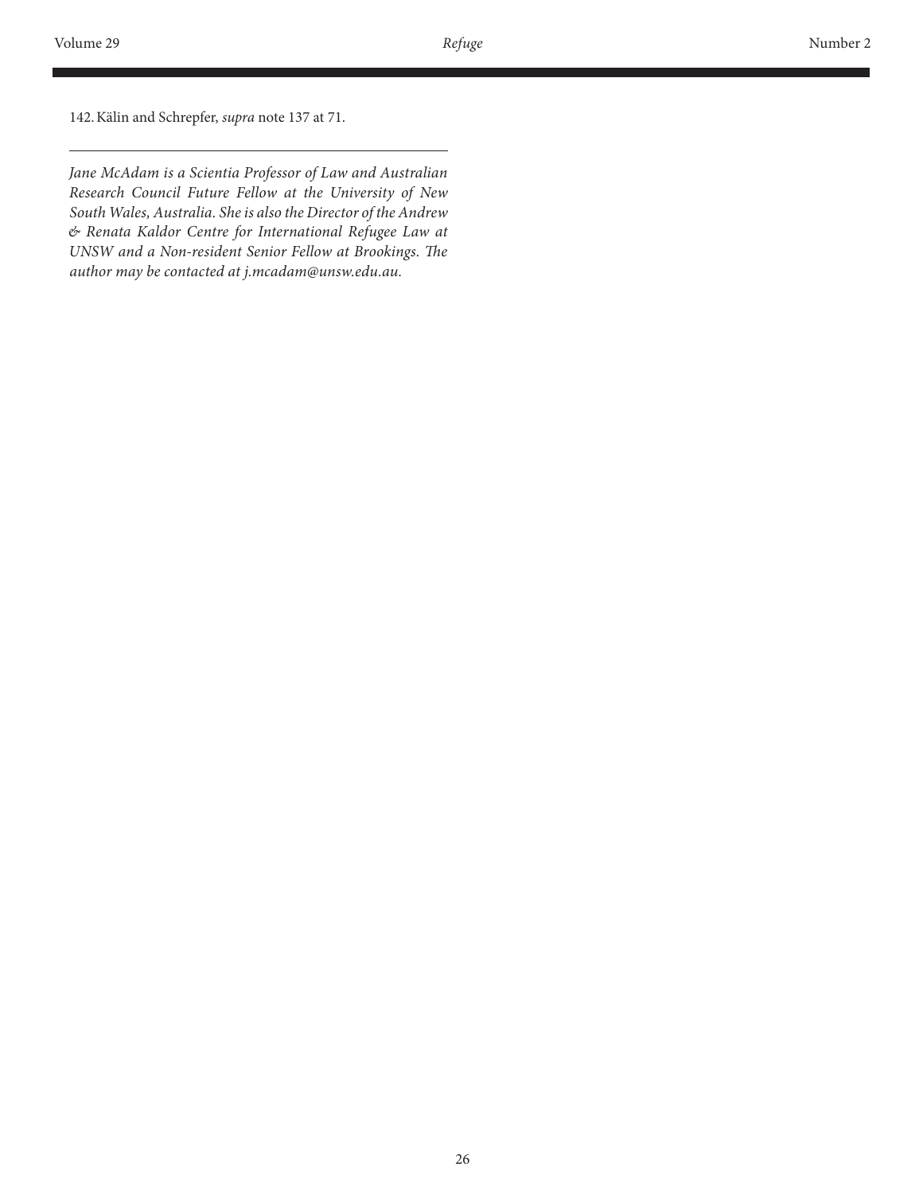142. Kälin and Schrepfer, *supra* note 137 at 71.

---

*Jane McAdam is a Scientia Professor of Law and Australian Research Council Future Fellow at the University of New South Wales, Australia. She is also the Director of the Andrew & Renata Kaldor Centre for International Refugee Law at UNSW and a Non-resident Senior Fellow at Brookings. The author may be contacted at j.mcadam@unsw.edu.au.*